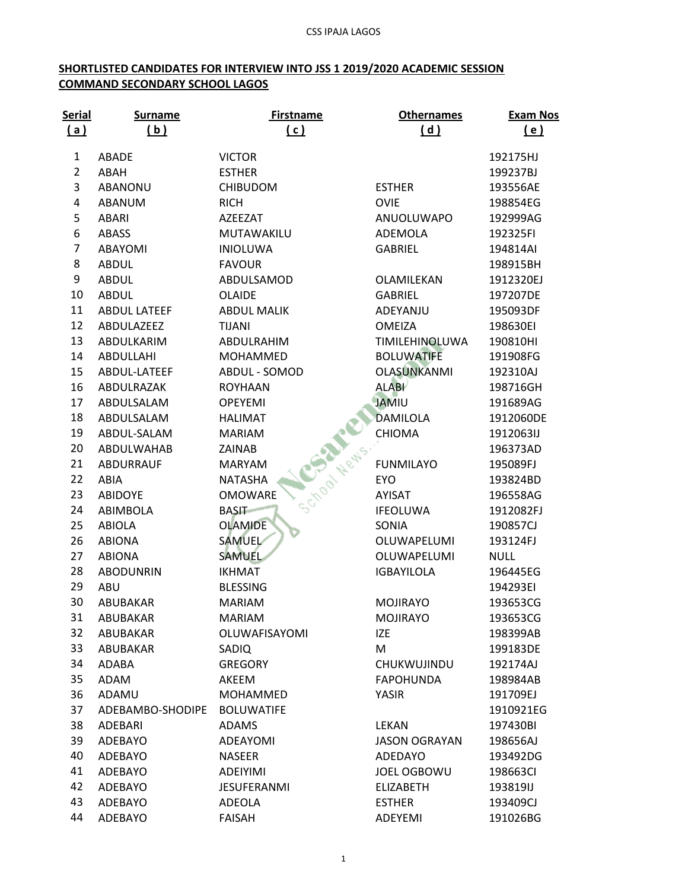**SHORTLISTED CANDIDATES FOR INTERVIEW INTO JSS 1 2019/2020 ACADEMIC SESSION**
**COMMAND SECONDARY SCHOOL LAGOS**

| Serial (a) | Surname (b) | Firstname (c) | Othernames (d) | Exam Nos (e) |
|---|---|---|---|---|
| 1 | ABADE | VICTOR | | 192175HJ |
| 2 | ABAH | ESTHER | | 199237BJ |
| 3 | ABANONU | CHIBUDOM | ESTHER | 193556AE |
| 4 | ABANUM | RICH | OVIE | 198854EG |
| 5 | ABARI | AZEEZAT | ANUOLUWAPO | 192999AG |
| 6 | ABASS | MUTAWAKILU | ADEMOLA | 192325FI |
| 7 | ABAYOMI | INIOLUWA | GABRIEL | 194814AI |
| 8 | ABDUL | FAVOUR | | 198915BH |
| 9 | ABDUL | ABDULSAMOD | OLAMILEKAN | 1912320EJ |
| 10 | ABDUL | OLAIDE | GABRIEL | 197207DE |
| 11 | ABDUL LATEEF | ABDUL MALIK | ADEYANJU | 195093DF |
| 12 | ABDULAZEEZ | TIJANI | OMEIZA | 198630EI |
| 13 | ABDULKARIM | ABDULRAHIM | TIMILEHINOLUWA | 190810HI |
| 14 | ABDULLAHI | MOHAMMED | BOLUWATIFE | 191908FG |
| 15 | ABDUL-LATEEF | ABDUL - SOMOD | OLASUNKANMI | 192310AJ |
| 16 | ABDULRAZAK | ROYHAAN | ALABI | 198716GH |
| 17 | ABDULSALAM | OPEYEMI | JAMIU | 191689AG |
| 18 | ABDULSALAM | HALIMAT | DAMILOLA | 1912060DE |
| 19 | ABDUL-SALAM | MARIAM | CHIOMA | 1912063IJ |
| 20 | ABDULWAHAB | ZAINAB | | 196373AD |
| 21 | ABDURRAUF | MARYAM | FUNMILAYO | 195089FJ |
| 22 | ABIA | NATASHA | EYO | 193824BD |
| 23 | ABIDOYE | OMOWARE | AYISAT | 196558AG |
| 24 | ABIMBOLA | BASIT | IFEOLUWA | 1912082FJ |
| 25 | ABIOLA | OLAMIDE | SONIA | 190857CJ |
| 26 | ABIONA | SAMUEL | OLUWAPELUMI | 193124FJ |
| 27 | ABIONA | SAMUEL | OLUWAPELUMI | NULL |
| 28 | ABODUNRIN | IKHMAT | IGBAYILOLA | 196445EG |
| 29 | ABU | BLESSING | | 194293EI |
| 30 | ABUBAKAR | MARIAM | MOJIRAYO | 193653CG |
| 31 | ABUBAKAR | MARIAM | MOJIRAYO | 193653CG |
| 32 | ABUBAKAR | OLUWAFISAYOMI | IZE | 198399AB |
| 33 | ABUBAKAR | SADIQ | M | 199183DE |
| 34 | ADABA | GREGORY | CHUKWUJINDU | 192174AJ |
| 35 | ADAM | AKEEM | FAPOHUNDA | 198984AB |
| 36 | ADAMU | MOHAMMED | YASIR | 191709EJ |
| 37 | ADEBAMBO-SHODIPE | BOLUWATIFE | | 1910921EG |
| 38 | ADEBARI | ADAMS | LEKAN | 197430BI |
| 39 | ADEBAYO | ADEAYOMI | JASON OGRAYAN | 198656AJ |
| 40 | ADEBAYO | NASEER | ADEDAYO | 193492DG |
| 41 | ADEBAYO | ADEIYIMI | JOEL OGBOWU | 198663CI |
| 42 | ADEBAYO | JESUFERANMI | ELIZABETH | 193819IJ |
| 43 | ADEBAYO | ADEOLA | ESTHER | 193409CJ |
| 44 | ADEBAYO | FAISAH | ADEYEMI | 191026BG |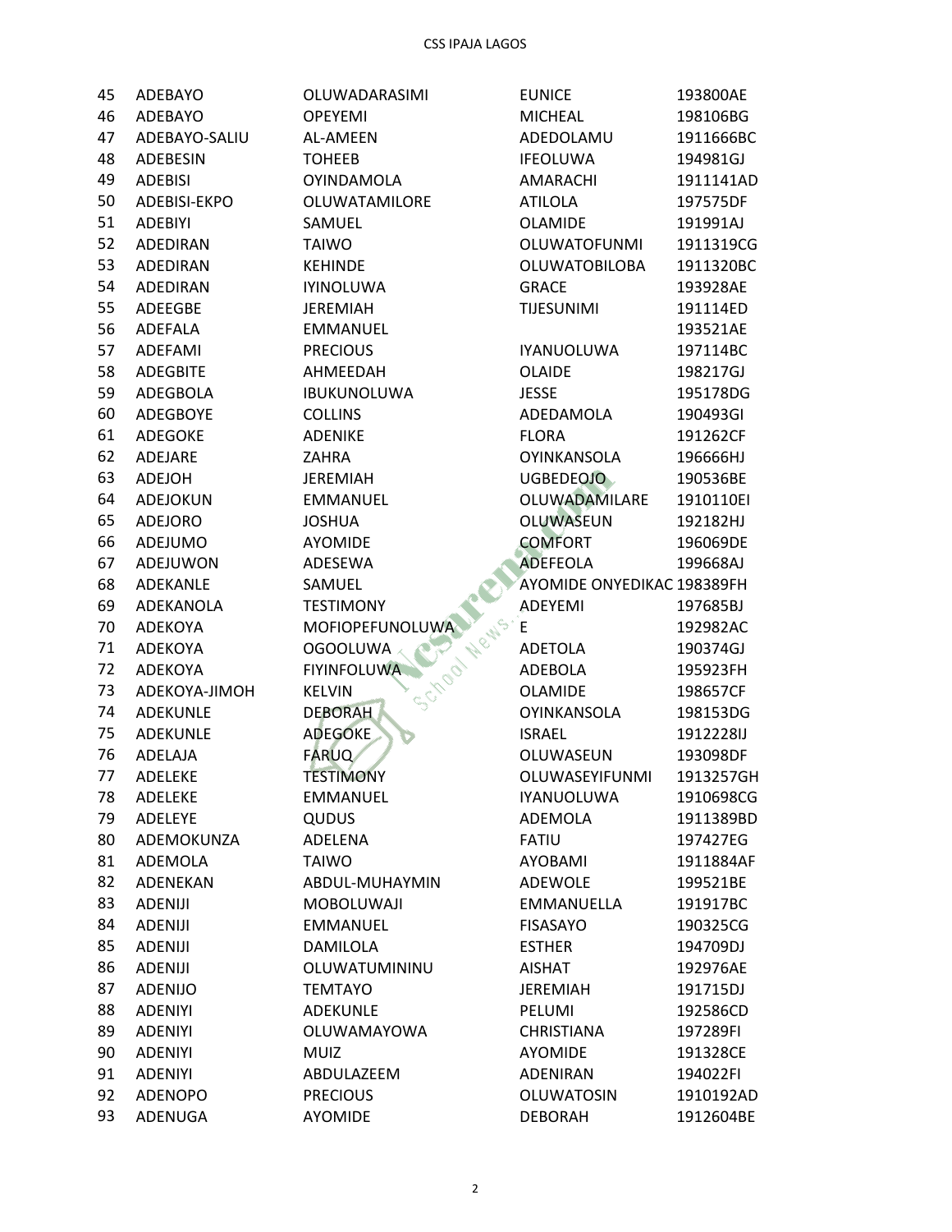| | | | | |
|---|---|---|---|---|
| 45 | ADEBAYO | OLUWADARASIMI | EUNICE | 193800AE |
| 46 | ADEBAYO | OPEYEMI | MICHEAL | 198106BG |
| 47 | ADEBAYO-SALIU | AL-AMEEN | ADEDOLAMU | 1911666BC |
| 48 | ADEBESIN | TOHEEB | IFEOLUWA | 194981GJ |
| 49 | ADEBISI | OYINDAMOLA | AMARACHI | 1911141AD |
| 50 | ADEBISI-EKPO | OLUWATAMILORE | ATILOLA | 197575DF |
| 51 | ADEBIYI | SAMUEL | OLAMIDE | 191991AJ |
| 52 | ADEDIRAN | TAIWO | OLUWATOFUNMI | 1911319CG |
| 53 | ADEDIRAN | KEHINDE | OLUWATOBILOBA | 1911320BC |
| 54 | ADEDIRAN | IYINOLUWA | GRACE | 193928AE |
| 55 | ADEEGBE | JEREMIAH | TIJESUNIMI | 191114ED |
| 56 | ADEFALA | EMMANUEL | | 193521AE |
| 57 | ADEFAMI | PRECIOUS | IYANUOLUWA | 197114BC |
| 58 | ADEGBITE | AHMEEDAH | OLAIDE | 198217GJ |
| 59 | ADEGBOLA | IBUKUNOLUWA | JESSE | 195178DG |
| 60 | ADEGBOYE | COLLINS | ADEDAMOLA | 190493GI |
| 61 | ADEGOKE | ADENIKE | FLORA | 191262CF |
| 62 | ADEJARE | ZAHRA | OYINKANSOLA | 196666HJ |
| 63 | ADEJOH | JEREMIAH | UGBEDEOJO | 190536BE |
| 64 | ADEJOKUN | EMMANUEL | OLUWADAMILARE | 1910110EI |
| 65 | ADEJORO | JOSHUA | OLUWASEUN | 192182HJ |
| 66 | ADEJUMO | AYOMIDE | COMFORT | 196069DE |
| 67 | ADEJUWON | ADESEWA | ADEFEOLA | 199668AJ |
| 68 | ADEKANLE | SAMUEL | AYOMIDE ONYEDIKAC | 198389FH |
| 69 | ADEKANOLA | TESTIMONY | ADEYEMI | 197685BJ |
| 70 | ADEKOYA | MOFIOPEFUNOLUWA | E | 192982AC |
| 71 | ADEKOYA | OGOOLUWA | ADETOLA | 190374GJ |
| 72 | ADEKOYA | FIYINFOLUWA | ADEBOLA | 195923FH |
| 73 | ADEKOYA-JIMOH | KELVIN | OLAMIDE | 198657CF |
| 74 | ADEKUNLE | DEBORAH | OYINKANSOLA | 198153DG |
| 75 | ADEKUNLE | ADEGOKE | ISRAEL | 1912228IJ |
| 76 | ADELAJA | FARUQ | OLUWASEUN | 193098DF |
| 77 | ADELEKE | TESTIMONY | OLUWASEYIFUNMI | 1913257GH |
| 78 | ADELEKE | EMMANUEL | IYANUOLUWA | 1910698CG |
| 79 | ADELEYE | QUDUS | ADEMOLA | 1911389BD |
| 80 | ADEMOKUNZA | ADELENA | FATIU | 197427EG |
| 81 | ADEMOLA | TAIWO | AYOBAMI | 1911884AF |
| 82 | ADENEKAN | ABDUL-MUHAYMIN | ADEWOLE | 199521BE |
| 83 | ADENIJI | MOBOLUWAJI | EMMANUELLA | 191917BC |
| 84 | ADENIJI | EMMANUEL | FISASAYO | 190325CG |
| 85 | ADENIJI | DAMILOLA | ESTHER | 194709DJ |
| 86 | ADENIJI | OLUWATUMININU | AISHAT | 192976AE |
| 87 | ADENIJO | TEMTAYO | JEREMIAH | 191715DJ |
| 88 | ADENIYI | ADEKUNLE | PELUMI | 192586CD |
| 89 | ADENIYI | OLUWAMAYOWA | CHRISTIANA | 197289FI |
| 90 | ADENIYI | MUIZ | AYOMIDE | 191328CE |
| 91 | ADENIYI | ABDULAZEEM | ADENIRAN | 194022FI |
| 92 | ADENOPO | PRECIOUS | OLUWATOSIN | 1910192AD |
| 93 | ADENUGA | AYOMIDE | DEBORAH | 1912604BE |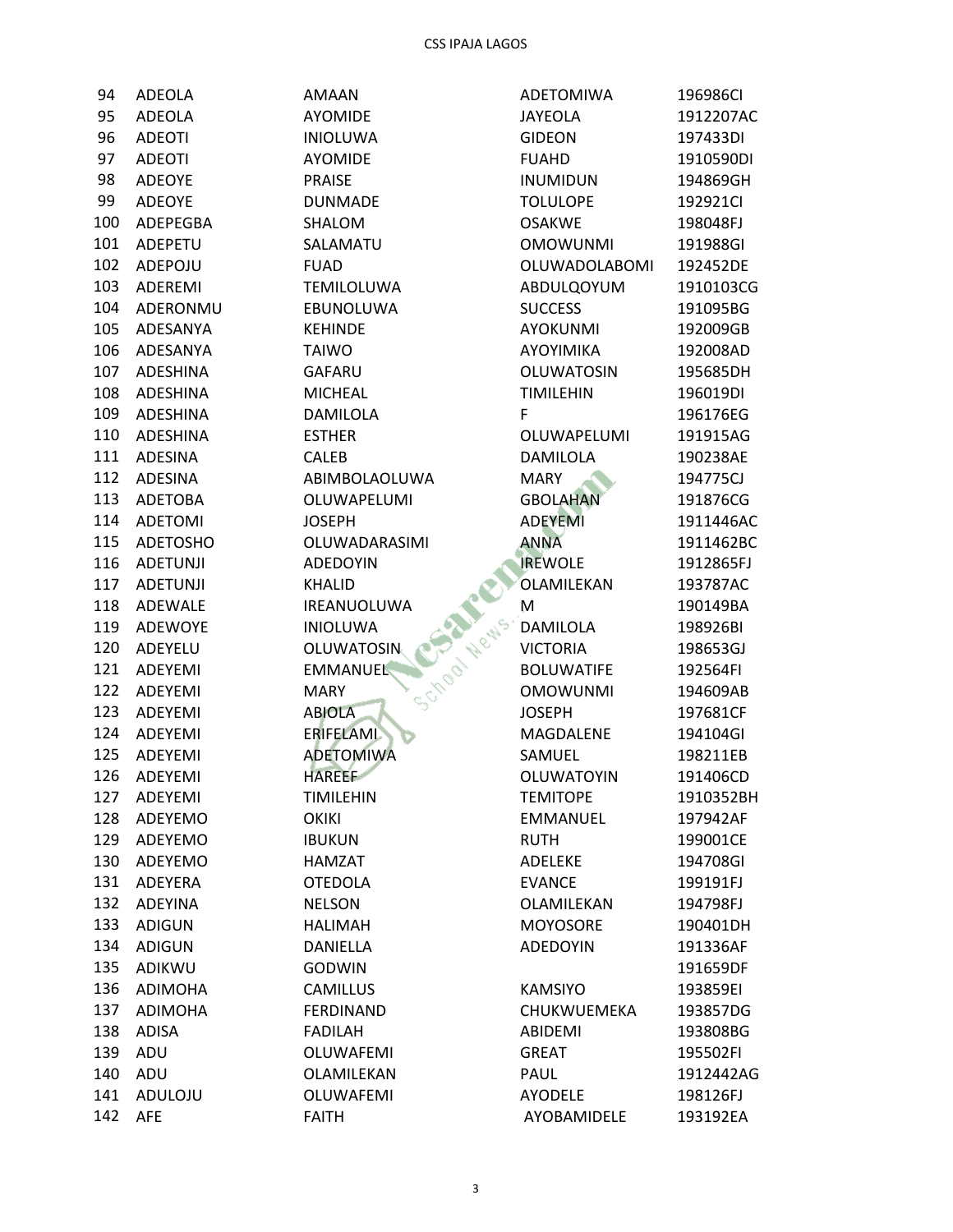| | | | | |
|---|---|---|---|---|
| 94 | ADEOLA | AMAAN | ADETOMIWA | 196986CI |
| 95 | ADEOLA | AYOMIDE | JAYEOLA | 1912207AC |
| 96 | ADEOTI | INIOLUWA | GIDEON | 197433DI |
| 97 | ADEOTI | AYOMIDE | FUAHD | 1910590DI |
| 98 | ADEOYE | PRAISE | INUMIDUN | 194869GH |
| 99 | ADEOYE | DUNMADE | TOLULOPE | 192921CI |
| 100 | ADEPEGBA | SHALOM | OSAKWE | 198048FJ |
| 101 | ADEPETU | SALAMATU | OMOWUNMI | 191988GI |
| 102 | ADEPOJU | FUAD | OLUWADOLABOMI | 192452DE |
| 103 | ADEREMI | TEMILOLUWA | ABDULQOYUM | 1910103CG |
| 104 | ADERONMU | EBUNOLUWA | SUCCESS | 191095BG |
| 105 | ADESANYA | KEHINDE | AYOKUNMI | 192009GB |
| 106 | ADESANYA | TAIWO | AYOYIMIKA | 192008AD |
| 107 | ADESHINA | GAFARU | OLUWATOSIN | 195685DH |
| 108 | ADESHINA | MICHEAL | TIMILEHIN | 196019DI |
| 109 | ADESHINA | DAMILOLA | F | 196176EG |
| 110 | ADESHINA | ESTHER | OLUWAPELUMI | 191915AG |
| 111 | ADESINA | CALEB | DAMILOLA | 190238AE |
| 112 | ADESINA | ABIMBOLAOLUWA | MARY | 194775CJ |
| 113 | ADETOBA | OLUWAPELUMI | GBOLAHAN | 191876CG |
| 114 | ADETOMI | JOSEPH | ADEYEMI | 1911446AC |
| 115 | ADETOSHO | OLUWADARASIMI | ANNA | 1911462BC |
| 116 | ADETUNJI | ADEDOYIN | IREWOLE | 1912865FJ |
| 117 | ADETUNJI | KHALID | OLAMILEKAN | 193787AC |
| 118 | ADEWALE | IREANUOLUWA | M | 190149BA |
| 119 | ADEWOYE | INIOLUWA | DAMILOLA | 198926BI |
| 120 | ADEYELU | OLUWATOSIN | VICTORIA | 198653GJ |
| 121 | ADEYEMI | EMMANUEL | BOLUWATIFE | 192564FI |
| 122 | ADEYEMI | MARY | OMOWUNMI | 194609AB |
| 123 | ADEYEMI | ABIOLA | JOSEPH | 197681CF |
| 124 | ADEYEMI | ERIFELAMI | MAGDALENE | 194104GI |
| 125 | ADEYEMI | ADETOMIWA | SAMUEL | 198211EB |
| 126 | ADEYEMI | HAREEF | OLUWATOYIN | 191406CD |
| 127 | ADEYEMI | TIMILEHIN | TEMITOPE | 1910352BH |
| 128 | ADEYEMO | OKIKI | EMMANUEL | 197942AF |
| 129 | ADEYEMO | IBUKUN | RUTH | 199001CE |
| 130 | ADEYEMO | HAMZAT | ADELEKE | 194708GI |
| 131 | ADEYERA | OTEDOLA | EVANCE | 199191FJ |
| 132 | ADEYINA | NELSON | OLAMILEKAN | 194798FJ |
| 133 | ADIGUN | HALIMAH | MOYOSORE | 190401DH |
| 134 | ADIGUN | DANIELLA | ADEDOYIN | 191336AF |
| 135 | ADIKWU | GODWIN | | 191659DF |
| 136 | ADIMOHA | CAMILLUS | KAMSIYO | 193859EI |
| 137 | ADIMOHA | FERDINAND | CHUKWUEMEKA | 193857DG |
| 138 | ADISA | FADILAH | ABIDEMI | 193808BG |
| 139 | ADU | OLUWAFEMI | GREAT | 195502FI |
| 140 | ADU | OLAMILEKAN | PAUL | 1912442AG |
| 141 | ADULOJU | OLUWAFEMI | AYODELE | 198126FJ |
| 142 | AFE | FAITH | AYOBAMIDELE | 193192EA |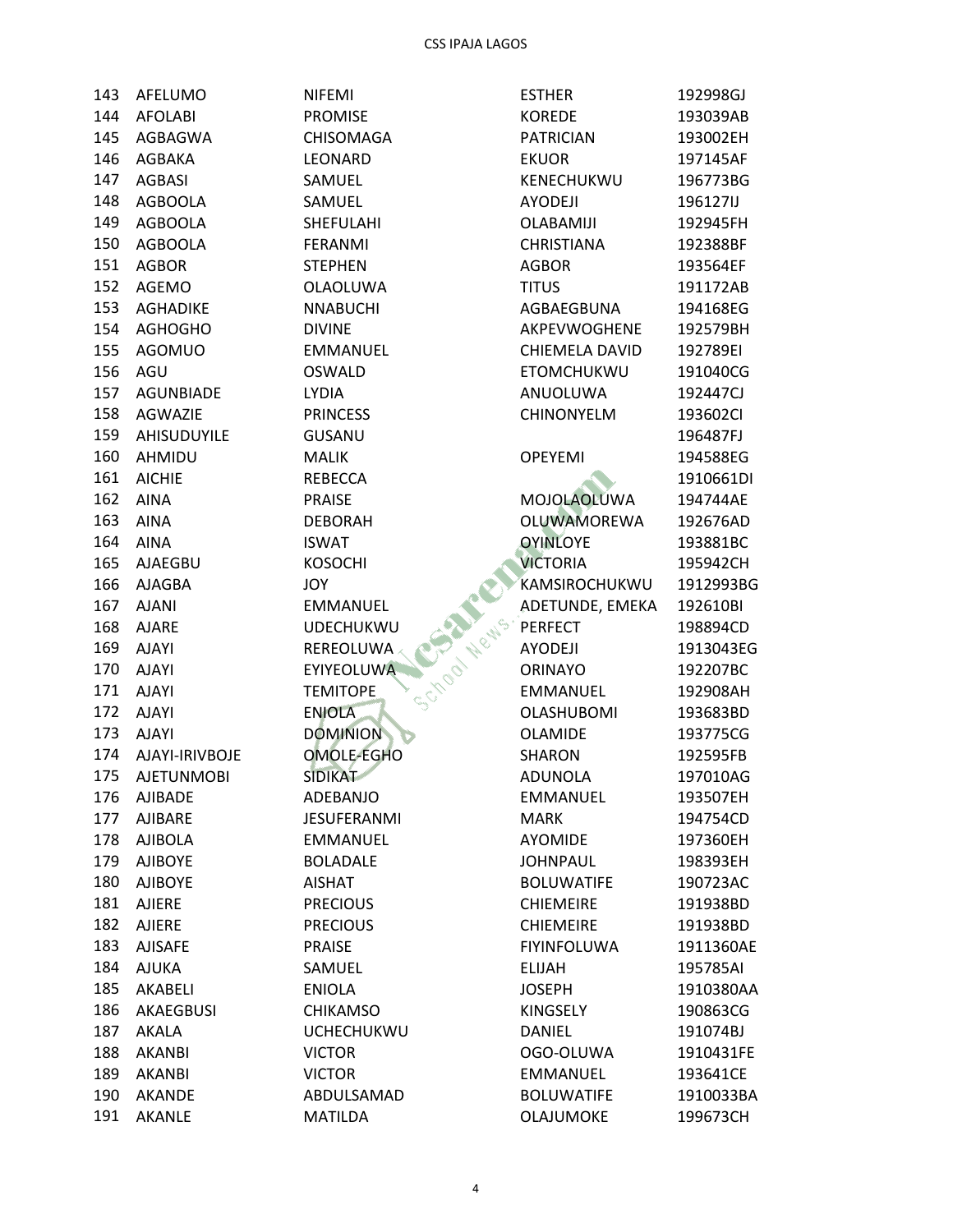| | | | | |
|---|---|---|---|---|
| 143 | AFELUMO | NIFEMI | ESTHER | 192998GJ |
| 144 | AFOLABI | PROMISE | KOREDE | 193039AB |
| 145 | AGBAGWA | CHISOMAGA | PATRICIAN | 193002EH |
| 146 | AGBAKA | LEONARD | EKUOR | 197145AF |
| 147 | AGBASI | SAMUEL | KENECHUKWU | 196773BG |
| 148 | AGBOOLA | SAMUEL | AYODEJI | 196127IJ |
| 149 | AGBOOLA | SHEFULAHI | OLABAMIJI | 192945FH |
| 150 | AGBOOLA | FERANMI | CHRISTIANA | 192388BF |
| 151 | AGBOR | STEPHEN | AGBOR | 193564EF |
| 152 | AGEMO | OLAOLUWA | TITUS | 191172AB |
| 153 | AGHADIKE | NNABUCHI | AGBAEGBUNA | 194168EG |
| 154 | AGHOGHO | DIVINE | AKPEVWOGHENE | 192579BH |
| 155 | AGOMUO | EMMANUEL | CHIEMELA DAVID | 192789EI |
| 156 | AGU | OSWALD | ETOMCHUKWU | 191040CG |
| 157 | AGUNBIADE | LYDIA | ANUOLUWA | 192447CJ |
| 158 | AGWAZIE | PRINCESS | CHINONYELM | 193602CI |
| 159 | AHISUDUYILE | GUSANU | | 196487FJ |
| 160 | AHMIDU | MALIK | OPEYEMI | 194588EG |
| 161 | AICHIE | REBECCA | | 1910661DI |
| 162 | AINA | PRAISE | MOJOLAOLUWA | 194744AE |
| 163 | AINA | DEBORAH | OLUWAMOREWA | 192676AD |
| 164 | AINA | ISWAT | OYINLOYE | 193881BC |
| 165 | AJAEGBU | KOSOCHI | VICTORIA | 195942CH |
| 166 | AJAGBA | JOY | KAMSIROCHUKWU | 1912993BG |
| 167 | AJANI | EMMANUEL | ADETUNDE, EMEKA | 192610BI |
| 168 | AJARE | UDECHUKWU | PERFECT | 198894CD |
| 169 | AJAYI | REREOLUWA | AYODEJI | 1913043EG |
| 170 | AJAYI | EYIYEOLUWA | ORINAYO | 192207BC |
| 171 | AJAYI | TEMITOPE | EMMANUEL | 192908AH |
| 172 | AJAYI | ENIOLA | OLASHUBOMI | 193683BD |
| 173 | AJAYI | DOMINION | OLAMIDE | 193775CG |
| 174 | AJAYI-IRIVBOJE | OMOLE-EGHO | SHARON | 192595FB |
| 175 | AJETUNMOBI | SIDIKAT | ADUNOLA | 197010AG |
| 176 | AJIBADE | ADEBANJO | EMMANUEL | 193507EH |
| 177 | AJIBARE | JESUFERANMI | MARK | 194754CD |
| 178 | AJIBOLA | EMMANUEL | AYOMIDE | 197360EH |
| 179 | AJIBOYE | BOLADALE | JOHNPAUL | 198393EH |
| 180 | AJIBOYE | AISHAT | BOLUWATIFE | 190723AC |
| 181 | AJIERE | PRECIOUS | CHIEMEIRE | 191938BD |
| 182 | AJIERE | PRECIOUS | CHIEMEIRE | 191938BD |
| 183 | AJISAFE | PRAISE | FIYINFOLUWA | 1911360AE |
| 184 | AJUKA | SAMUEL | ELIJAH | 195785AI |
| 185 | AKABELI | ENIOLA | JOSEPH | 1910380AA |
| 186 | AKAEGBUSI | CHIKAMSO | KINGSELY | 190863CG |
| 187 | AKALA | UCHECHUKWU | DANIEL | 191074BJ |
| 188 | AKANBI | VICTOR | OGO-OLUWA | 1910431FE |
| 189 | AKANBI | VICTOR | EMMANUEL | 193641CE |
| 190 | AKANDE | ABDULSAMAD | BOLUWATIFE | 1910033BA |
| 191 | AKANLE | MATILDA | OLAJUMOKE | 199673CH |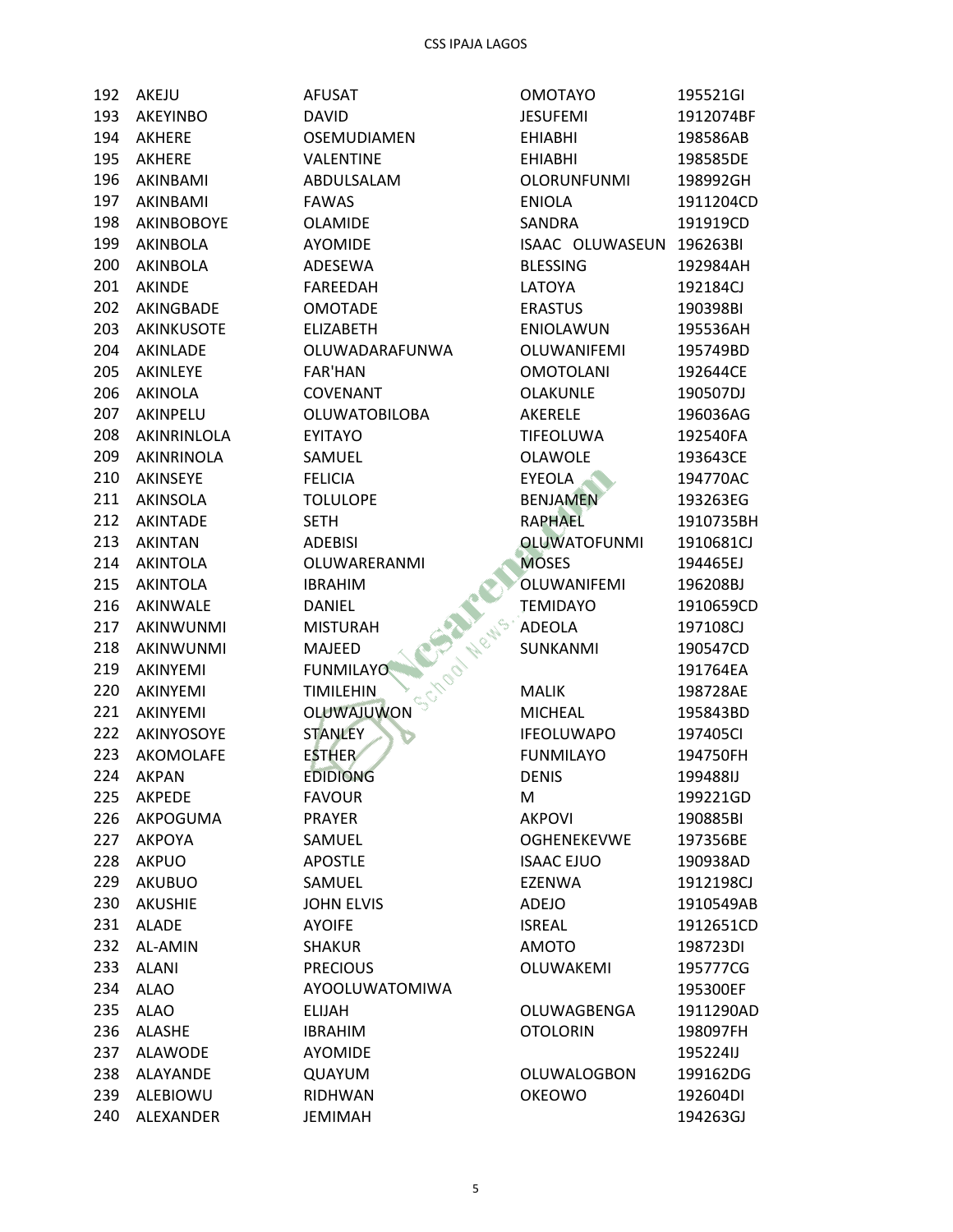| | | | | |
|---|---|---|---|---|
| 192 | AKEJU | AFUSAT | OMOTAYO | 195521GI |
| 193 | AKEYINBO | DAVID | JESUFEMI | 1912074BF |
| 194 | AKHERE | OSEMUDIAMEN | EHIABHI | 198586AB |
| 195 | AKHERE | VALENTINE | EHIABHI | 198585DE |
| 196 | AKINBAMI | ABDULSALAM | OLORUNFUNMI | 198992GH |
| 197 | AKINBAMI | FAWAS | ENIOLA | 1911204CD |
| 198 | AKINBOBOYE | OLAMIDE | SANDRA | 191919CD |
| 199 | AKINBOLA | AYOMIDE | ISAAC OLUWASEUN | 196263BI |
| 200 | AKINBOLA | ADESEWA | BLESSING | 192984AH |
| 201 | AKINDE | FAREEDAH | LATOYA | 192184CJ |
| 202 | AKINGBADE | OMOTADE | ERASTUS | 190398BI |
| 203 | AKINKUSOTE | ELIZABETH | ENIOLAWUN | 195536AH |
| 204 | AKINLADE | OLUWADARAFUNWA | OLUWANIFEMI | 195749BD |
| 205 | AKINLEYE | FAR'HAN | OMOTOLANI | 192644CE |
| 206 | AKINOLA | COVENANT | OLAKUNLE | 190507DJ |
| 207 | AKINPELU | OLUWATOBILOBA | AKERELE | 196036AG |
| 208 | AKINRINLOLA | EYITAYO | TIFEOLUWA | 192540FA |
| 209 | AKINRINOLA | SAMUEL | OLAWOLE | 193643CE |
| 210 | AKINSEYE | FELICIA | EYEOLA | 194770AC |
| 211 | AKINSOLA | TOLULOPE | BENJAMEN | 193263EG |
| 212 | AKINTADE | SETH | RAPHAEL | 1910735BH |
| 213 | AKINTAN | ADEBISI | OLUWATOFUNMI | 1910681CJ |
| 214 | AKINTOLA | OLUWARERANMI | MOSES | 194465EJ |
| 215 | AKINTOLA | IBRAHIM | OLUWANIFEMI | 196208BJ |
| 216 | AKINWALE | DANIEL | TEMIDAYO | 1910659CD |
| 217 | AKINWUNMI | MISTURAH | ADEOLA | 197108CJ |
| 218 | AKINWUNMI | MAJEED | SUNKANMI | 190547CD |
| 219 | AKINYEMI | FUNMILAYO | | 191764EA |
| 220 | AKINYEMI | TIMILEHIN | MALIK | 198728AE |
| 221 | AKINYEMI | OLUWAJUWON | MICHEAL | 195843BD |
| 222 | AKINYOSOYE | STANLEY | IFEOLUWAPO | 197405CI |
| 223 | AKOMOLAFE | ESTHER | FUNMILAYO | 194750FH |
| 224 | AKPAN | EDIDIONG | DENIS | 199488IJ |
| 225 | AKPEDE | FAVOUR | M | 199221GD |
| 226 | AKPOGUMA | PRAYER | AKPOVI | 190885BI |
| 227 | AKPOYA | SAMUEL | OGHENEKEVWE | 197356BE |
| 228 | AKPUO | APOSTLE | ISAAC EJUO | 190938AD |
| 229 | AKUBUO | SAMUEL | EZENWA | 1912198CJ |
| 230 | AKUSHIE | JOHN ELVIS | ADEJO | 1910549AB |
| 231 | ALADE | AYOIFE | ISREAL | 1912651CD |
| 232 | AL-AMIN | SHAKUR | AMOTO | 198723DI |
| 233 | ALANI | PRECIOUS | OLUWAKEMI | 195777CG |
| 234 | ALAO | AYOOLUWATOMIWA | | 195300EF |
| 235 | ALAO | ELIJAH | OLUWAGBENGA | 1911290AD |
| 236 | ALASHE | IBRAHIM | OTOLORIN | 198097FH |
| 237 | ALAWODE | AYOMIDE | | 195224IJ |
| 238 | ALAYANDE | QUAYUM | OLUWALOGBON | 199162DG |
| 239 | ALEBIOWU | RIDHWAN | OKEOWO | 192604DI |
| 240 | ALEXANDER | JEMIMAH | | 194263GJ |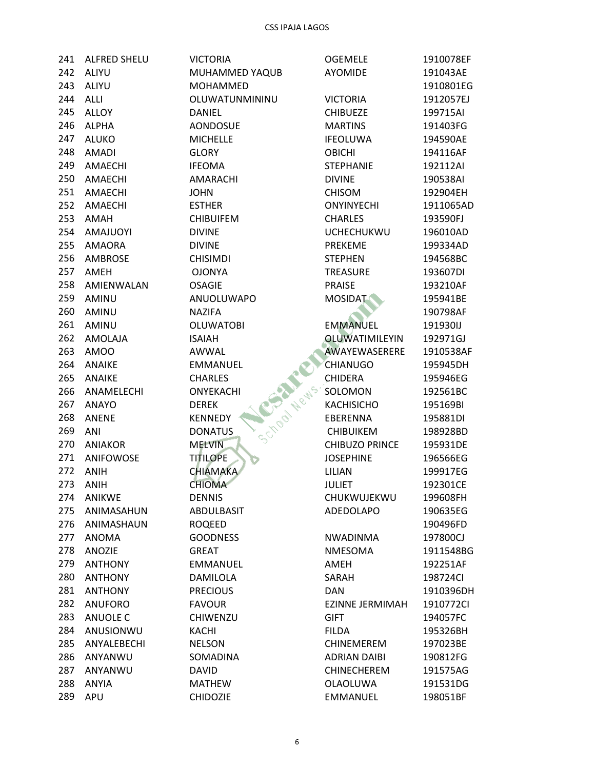| | | | | |
|---|---|---|---|---|
| 241 | ALFRED SHELU | VICTORIA | OGEMELE | 1910078EF |
| 242 | ALIYU | MUHAMMED YAQUB | AYOMIDE | 191043AE |
| 243 | ALIYU | MOHAMMED | | 1910801EG |
| 244 | ALLI | OLUWATUNMININU | VICTORIA | 1912057EJ |
| 245 | ALLOY | DANIEL | CHIBUEZE | 199715AI |
| 246 | ALPHA | AONDOSUE | MARTINS | 191403FG |
| 247 | ALUKO | MICHELLE | IFEOLUWA | 194590AE |
| 248 | AMADI | GLORY | OBICHI | 194116AF |
| 249 | AMAECHI | IFEOMA | STEPHANIE | 192112AI |
| 250 | AMAECHI | AMARACHI | DIVINE | 190538AI |
| 251 | AMAECHI | JOHN | CHISOM | 192904EH |
| 252 | AMAECHI | ESTHER | ONYINYECHI | 1911065AD |
| 253 | AMAH | CHIBUIFEM | CHARLES | 193590FJ |
| 254 | AMAJUOYI | DIVINE | UCHECHUKWU | 196010AD |
| 255 | AMAORA | DIVINE | PREKEME | 199334AD |
| 256 | AMBROSE | CHISIMDI | STEPHEN | 194568BC |
| 257 | AMEH | OJONYA | TREASURE | 193607DI |
| 258 | AMIENWALAN | OSAGIE | PRAISE | 193210AF |
| 259 | AMINU | ANUOLUWAPO | MOSIDAT | 195941BE |
| 260 | AMINU | NAZIFA | | 190798AF |
| 261 | AMINU | OLUWATOBI | EMMANUEL | 191930IJ |
| 262 | AMOLAJA | ISAIAH | OLUWATIMILEYIN | 192971GJ |
| 263 | AMOO | AWWAL | AWAYEWASERERE | 1910538AF |
| 264 | ANAIKE | EMMANUEL | CHIANUGO | 195945DH |
| 265 | ANAIKE | CHARLES | CHIDERA | 195946EG |
| 266 | ANAMELECHI | ONYEKACHI | SOLOMON | 192561BC |
| 267 | ANAYO | DEREK | KACHISICHO | 195169BI |
| 268 | ANENE | KENNEDY | EBERENNA | 195881DI |
| 269 | ANI | DONATUS | CHIBUIKEM | 198928BD |
| 270 | ANIAKOR | MELVIN | CHIBUZO PRINCE | 195931DE |
| 271 | ANIFOWOSE | TITILOPE | JOSEPHINE | 196566EG |
| 272 | ANIH | CHIAMAKA | LILIAN | 199917EG |
| 273 | ANIH | CHIOMA | JULIET | 192301CE |
| 274 | ANIKWE | DENNIS | CHUKWUJEKWU | 199608FH |
| 275 | ANIMASAHUN | ABDULBASIT | ADEDOLAPO | 190635EG |
| 276 | ANIMASHAUN | ROQEED | | 190496FD |
| 277 | ANOMA | GOODNESS | NWADINMA | 197800CJ |
| 278 | ANOZIE | GREAT | NMESOMA | 1911548BG |
| 279 | ANTHONY | EMMANUEL | AMEH | 192251AF |
| 280 | ANTHONY | DAMILOLA | SARAH | 198724CI |
| 281 | ANTHONY | PRECIOUS | DAN | 1910396DH |
| 282 | ANUFORO | FAVOUR | EZINNE JERMIMAH | 1910772CI |
| 283 | ANUOLE C | CHIWENZU | GIFT | 194057FC |
| 284 | ANUSIONWU | KACHI | FILDA | 195326BH |
| 285 | ANYALEBECHI | NELSON | CHINEMEREM | 197023BE |
| 286 | ANYANWU | SOMADINA | ADRIAN DAIBI | 190812FG |
| 287 | ANYANWU | DAVID | CHINECHEREM | 191575AG |
| 288 | ANYIA | MATHEW | OLAOLUWA | 191531DG |
| 289 | APU | CHIDOZIE | EMMANUEL | 198051BF |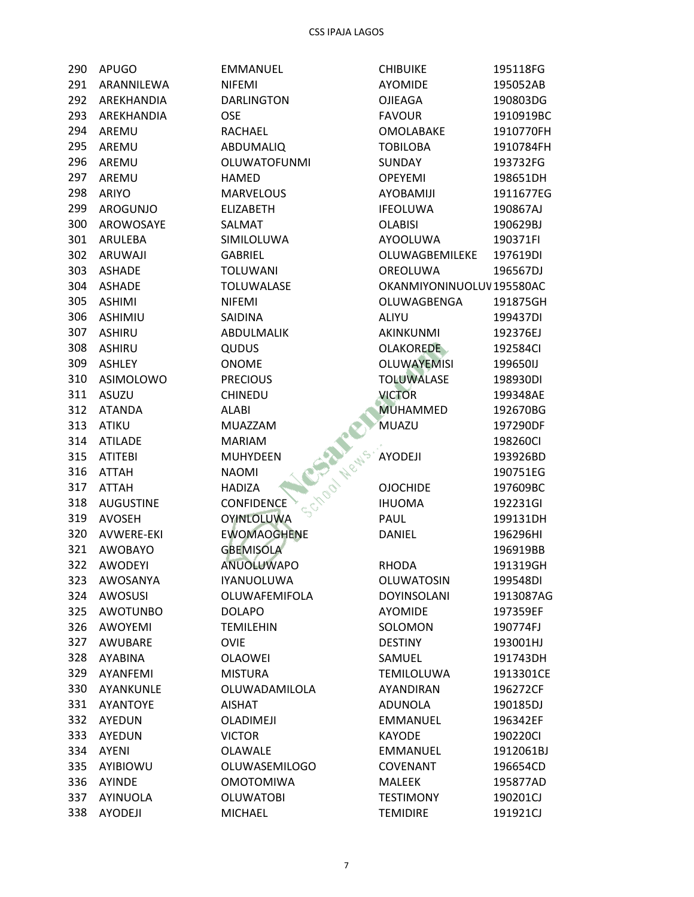CSS IPAJA LAGOS

| | | | | |
|---|---|---|---|---|
| 290 | APUGO | EMMANUEL | CHIBUIKE | 195118FG |
| 291 | ARANNILEWA | NIFEMI | AYOMIDE | 195052AB |
| 292 | AREKHANDIA | DARLINGTON | OJIEAGA | 190803DG |
| 293 | AREKHANDIA | OSE | FAVOUR | 1910919BC |
| 294 | AREMU | RACHAEL | OMOLABAKE | 1910770FH |
| 295 | AREMU | ABDUMALIQ | TOBILOBA | 1910784FH |
| 296 | AREMU | OLUWATOFUNMI | SUNDAY | 193732FG |
| 297 | AREMU | HAMED | OPEYEMI | 198651DH |
| 298 | ARIYO | MARVELOUS | AYOBAMIJI | 1911677EG |
| 299 | AROGUNJO | ELIZABETH | IFEOLUWA | 190867AJ |
| 300 | AROWOSAYE | SALMAT | OLABISI | 190629BJ |
| 301 | ARULEBA | SIMILOLUWA | AYOOLUWA | 190371FI |
| 302 | ARUWAJI | GABRIEL | OLUWAGBEMILEKE | 197619DI |
| 303 | ASHADE | TOLUWANI | OREOLUWA | 196567DJ |
| 304 | ASHADE | TOLUWALASE | OKANMIYONINUOLUV | 195580AC |
| 305 | ASHIMI | NIFEMI | OLUWAGBENGA | 191875GH |
| 306 | ASHIMIU | SAIDINA | ALIYU | 199437DI |
| 307 | ASHIRU | ABDULMALIK | AKINKUNMI | 192376EJ |
| 308 | ASHIRU | QUDUS | OLAKOREDE | 192584CI |
| 309 | ASHLEY | ONOME | OLUWAYEMISI | 199650IJ |
| 310 | ASIMOLOWO | PRECIOUS | TOLUWALASE | 198930DI |
| 311 | ASUZU | CHINEDU | VICTOR | 199348AE |
| 312 | ATANDA | ALABI | MUHAMMED | 192670BG |
| 313 | ATIKU | MUAZZAM | MUAZU | 197290DF |
| 314 | ATILADE | MARIAM | | 198260CI |
| 315 | ATITEBI | MUHYDEEN | AYODEJI | 193926BD |
| 316 | ATTAH | NAOMI | | 190751EG |
| 317 | ATTAH | HADIZA | OJOCHIDE | 197609BC |
| 318 | AUGUSTINE | CONFIDENCE | IHUOMA | 192231GI |
| 319 | AVOSEH | OYINLOLUWA | PAUL | 199131DH |
| 320 | AVWERE-EKI | EWOMAOGHENE | DANIEL | 196296HI |
| 321 | AWOBAYO | GBEMISOLA | | 196919BB |
| 322 | AWODEYI | ANUOLUWAPO | RHODA | 191319GH |
| 323 | AWOSANYA | IYANUOLUWA | OLUWATOSIN | 199548DI |
| 324 | AWOSUSI | OLUWAFEMIFOLA | DOYINSOLANI | 1913087AG |
| 325 | AWOTUNBO | DOLAPO | AYOMIDE | 197359EF |
| 326 | AWOYEMI | TEMILEHIN | SOLOMON | 190774FJ |
| 327 | AWUBARE | OVIE | DESTINY | 193001HJ |
| 328 | AYABINA | OLAOWEI | SAMUEL | 191743DH |
| 329 | AYANFEMI | MISTURA | TEMILOLUWA | 1913301CE |
| 330 | AYANKUNLE | OLUWADAMILOLA | AYANDIRAN | 196272CF |
| 331 | AYANTOYE | AISHAT | ADUNOLA | 190185DJ |
| 332 | AYEDUN | OLADIMEJI | EMMANUEL | 196342EF |
| 333 | AYEDUN | VICTOR | KAYODE | 190220CI |
| 334 | AYENI | OLAWALE | EMMANUEL | 1912061BJ |
| 335 | AYIBIOWU | OLUWASEMILOGO | COVENANT | 196654CD |
| 336 | AYINDE | OMOTOMIWA | MALEEK | 195877AD |
| 337 | AYINUOLA | OLUWATOBI | TESTIMONY | 190201CJ |
| 338 | AYODEJI | MICHAEL | TEMIDIRE | 191921CJ |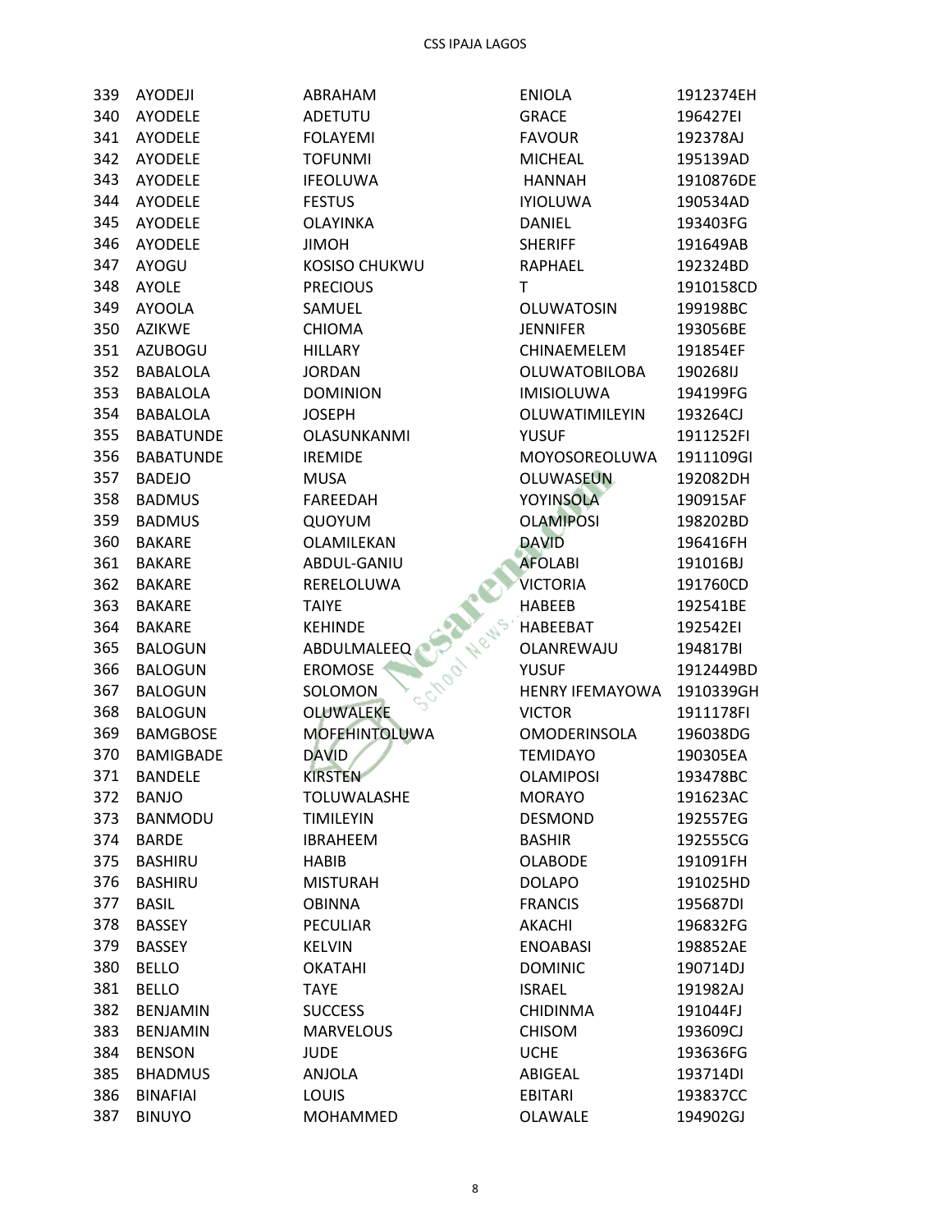| | | | | |
|---|---|---|---|---|
| 339 | AYODEJI | ABRAHAM | ENIOLA | 1912374EH |
| 340 | AYODELE | ADETUTU | GRACE | 196427EI |
| 341 | AYODELE | FOLAYEMI | FAVOUR | 192378AJ |
| 342 | AYODELE | TOFUNMI | MICHEAL | 195139AD |
| 343 | AYODELE | IFEOLUWA | HANNAH | 1910876DE |
| 344 | AYODELE | FESTUS | IYIOLUWA | 190534AD |
| 345 | AYODELE | OLAYINKA | DANIEL | 193403FG |
| 346 | AYODELE | JIMOH | SHERIFF | 191649AB |
| 347 | AYOGU | KOSISO CHUKWU | RAPHAEL | 192324BD |
| 348 | AYOLE | PRECIOUS | T | 1910158CD |
| 349 | AYOOLA | SAMUEL | OLUWATOSIN | 199198BC |
| 350 | AZIKWE | CHIOMA | JENNIFER | 193056BE |
| 351 | AZUBOGU | HILLARY | CHINAEMELEM | 191854EF |
| 352 | BABALOLA | JORDAN | OLUWATOBILOBA | 190268IJ |
| 353 | BABALOLA | DOMINION | IMISIOLUWA | 194199FG |
| 354 | BABALOLA | JOSEPH | OLUWATIMILEYIN | 193264CJ |
| 355 | BABATUNDE | OLASUNKANMI | YUSUF | 1911252FI |
| 356 | BABATUNDE | IREMIDE | MOYOSOREOLUWA | 1911109GI |
| 357 | BADEJO | MUSA | OLUWASEUN | 192082DH |
| 358 | BADMUS | FAREEDAH | YOYINSOLA | 190915AF |
| 359 | BADMUS | QUOYUM | OLAMIPOSI | 198202BD |
| 360 | BAKARE | OLAMILEKAN | DAVID | 196416FH |
| 361 | BAKARE | ABDUL-GANIU | AFOLABI | 191016BJ |
| 362 | BAKARE | RERELOLUWA | VICTORIA | 191760CD |
| 363 | BAKARE | TAIYE | HABEEB | 192541BE |
| 364 | BAKARE | KEHINDE | HABEEBAT | 192542EI |
| 365 | BALOGUN | ABDULMALEEQ | OLANREWAJU | 194817BI |
| 366 | BALOGUN | EROMOSE | YUSUF | 1912449BD |
| 367 | BALOGUN | SOLOMON | HENRY IFEMAYOWA | 1910339GH |
| 368 | BALOGUN | OLUWALEKE | VICTOR | 1911178FI |
| 369 | BAMGBOSE | MOFEHINTOLUWA | OMODERINSOLA | 196038DG |
| 370 | BAMIGBADE | DAVID | TEMIDAYO | 190305EA |
| 371 | BANDELE | KIRSTEN | OLAMIPOSI | 193478BC |
| 372 | BANJO | TOLUWALASHE | MORAYO | 191623AC |
| 373 | BANMODU | TIMILEYIN | DESMOND | 192557EG |
| 374 | BARDE | IBRAHEEM | BASHIR | 192555CG |
| 375 | BASHIRU | HABIB | OLABODE | 191091FH |
| 376 | BASHIRU | MISTURAH | DOLAPO | 191025HD |
| 377 | BASIL | OBINNA | FRANCIS | 195687DI |
| 378 | BASSEY | PECULIAR | AKACHI | 196832FG |
| 379 | BASSEY | KELVIN | ENOABASI | 198852AE |
| 380 | BELLO | OKATAHI | DOMINIC | 190714DJ |
| 381 | BELLO | TAYE | ISRAEL | 191982AJ |
| 382 | BENJAMIN | SUCCESS | CHIDINMA | 191044FJ |
| 383 | BENJAMIN | MARVELOUS | CHISOM | 193609CJ |
| 384 | BENSON | JUDE | UCHE | 193636FG |
| 385 | BHADMUS | ANJOLA | ABIGEAL | 193714DI |
| 386 | BINAFIAI | LOUIS | EBITARI | 193837CC |
| 387 | BINUYO | MOHAMMED | OLAWALE | 194902GJ |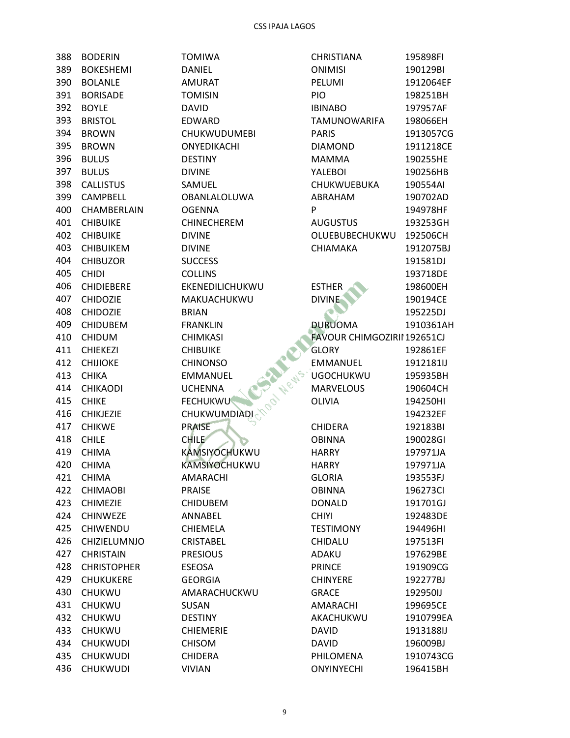| | | | | |
|---|---|---|---|---|
| 388 | BODERIN | TOMIWA | CHRISTIANA | 195898FI |
| 389 | BOKESHEMI | DANIEL | ONIMISI | 190129BI |
| 390 | BOLANLE | AMURAT | PELUMI | 1912064EF |
| 391 | BORISADE | TOMISIN | PIO | 198251BH |
| 392 | BOYLE | DAVID | IBINABO | 197957AF |
| 393 | BRISTOL | EDWARD | TAMUNOWARIFA | 198066EH |
| 394 | BROWN | CHUKWUDUMEBI | PARIS | 1913057CG |
| 395 | BROWN | ONYEDIKACHI | DIAMOND | 1911218CE |
| 396 | BULUS | DESTINY | MAMMA | 190255HE |
| 397 | BULUS | DIVINE | YALEBOI | 190256HB |
| 398 | CALLISTUS | SAMUEL | CHUKWUEBUKA | 190554AI |
| 399 | CAMPBELL | OBANLALOLUWA | ABRAHAM | 190702AD |
| 400 | CHAMBERLAIN | OGENNA | P | 194978HF |
| 401 | CHIBUIKE | CHINECHEREM | AUGUSTUS | 193253GH |
| 402 | CHIBUIKE | DIVINE | OLUEBUBECHUKWU | 192506CH |
| 403 | CHIBUIKEM | DIVINE | CHIAMAKA | 1912075BJ |
| 404 | CHIBUZOR | SUCCESS | | 191581DJ |
| 405 | CHIDI | COLLINS | | 193718DE |
| 406 | CHIDIEBERE | EKENEDILICHUKWU | ESTHER | 198600EH |
| 407 | CHIDOZIE | MAKUACHUKWU | DIVINE | 190194CE |
| 408 | CHIDOZIE | BRIAN | | 195225DJ |
| 409 | CHIDUBEM | FRANKLIN | DURUOMA | 1910361AH |
| 410 | CHIDUM | CHIMKASI | FAVOUR CHIMGOZIRI | 192651CJ |
| 411 | CHIEKEZI | CHIBUIKE | GLORY | 192861EF |
| 412 | CHIJIOKE | CHINONSO | EMMANUEL | 1912181IJ |
| 413 | CHIKA | EMMANUEL | UGOCHUKWU | 195935BH |
| 414 | CHIKAODI | UCHENNA | MARVELOUS | 190604CH |
| 415 | CHIKE | FECHUKWU | OLIVIA | 194250HI |
| 416 | CHIKJEZIE | CHUKWUMDIADI | | 194232EF |
| 417 | CHIKWE | PRAISE | CHIDERA | 192183BI |
| 418 | CHILE | CHILE | OBINNA | 190028GI |
| 419 | CHIMA | KAMSIYOCHUKWU | HARRY | 197971JA |
| 420 | CHIMA | KAMSIYOCHUKWU | HARRY | 197971JA |
| 421 | CHIMA | AMARACHI | GLORIA | 193553FJ |
| 422 | CHIMAOBI | PRAISE | OBINNA | 196273CI |
| 423 | CHIMEZIE | CHIDUBEM | DONALD | 191701GJ |
| 424 | CHINWEZE | ANNABEL | CHIYI | 192483DE |
| 425 | CHIWENDU | CHIEMELA | TESTIMONY | 194496HI |
| 426 | CHIZIELUMNJO | CRISTABEL | CHIDALU | 197513FI |
| 427 | CHRISTAIN | PRESIOUS | ADAKU | 197629BE |
| 428 | CHRISTOPHER | ESEOSA | PRINCE | 191909CG |
| 429 | CHUKUKERE | GEORGIA | CHINYERE | 192277BJ |
| 430 | CHUKWU | AMARACHUCKWU | GRACE | 192950IJ |
| 431 | CHUKWU | SUSAN | AMARACHI | 199695CE |
| 432 | CHUKWU | DESTINY | AKACHUKWU | 1910799EA |
| 433 | CHUKWU | CHIEMERIE | DAVID | 1913188IJ |
| 434 | CHUKWUDI | CHISOM | DAVID | 196009BJ |
| 435 | CHUKWUDI | CHIDERA | PHILOMENA | 1910743CG |
| 436 | CHUKWUDI | VIVIAN | ONYINYECHI | 196415BH |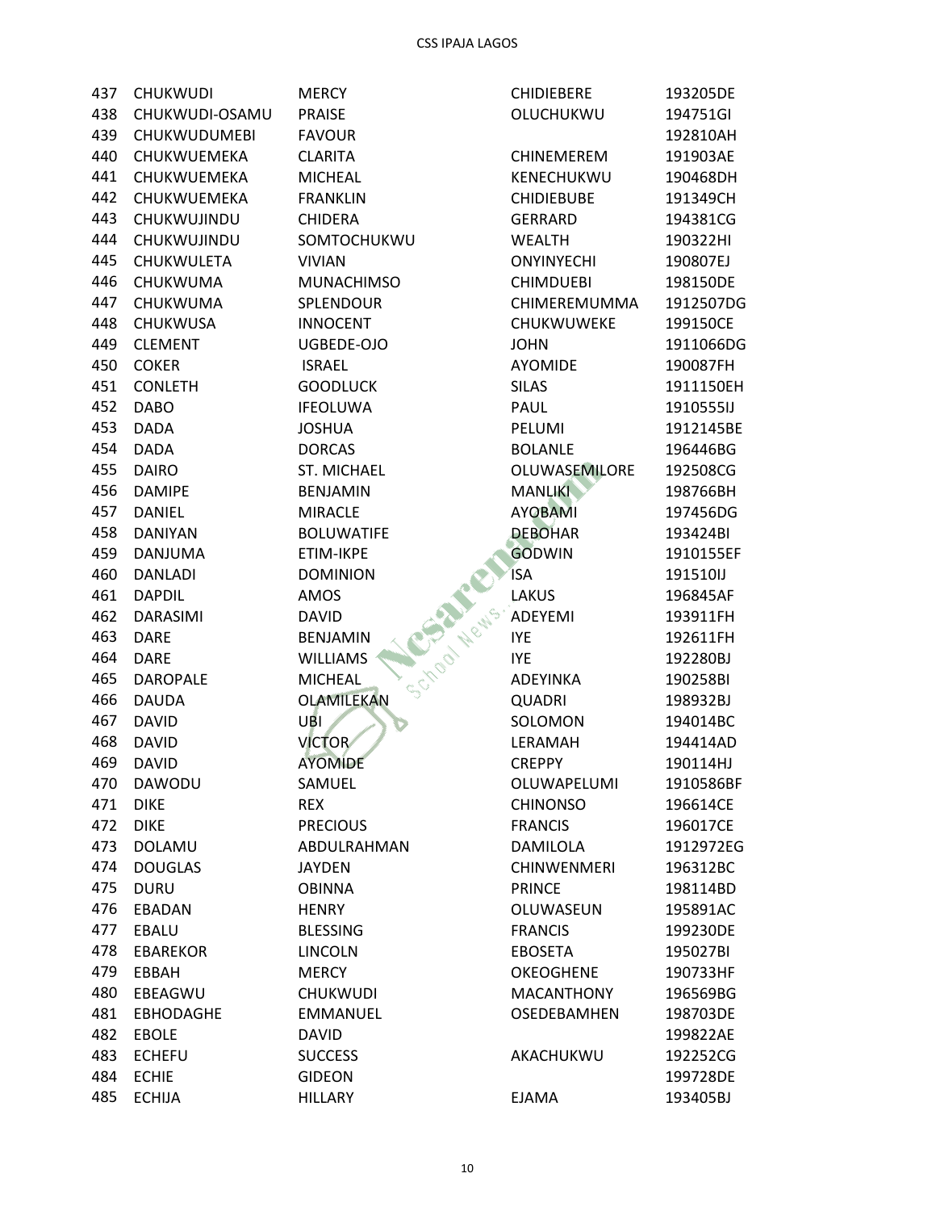| | | | | |
|---|---|---|---|---|
| 437 | CHUKWUDI | MERCY | CHIDIEBERE | 193205DE |
| 438 | CHUKWUDI-OSAMU | PRAISE | OLUCHUKWU | 194751GI |
| 439 | CHUKWUDUMEBI | FAVOUR | | 192810AH |
| 440 | CHUKWUEMEKA | CLARITA | CHINEMEREM | 191903AE |
| 441 | CHUKWUEMEKA | MICHEAL | KENECHUKWU | 190468DH |
| 442 | CHUKWUEMEKA | FRANKLIN | CHIDIEBUBE | 191349CH |
| 443 | CHUKWUJINDU | CHIDERA | GERRARD | 194381CG |
| 444 | CHUKWUJINDU | SOMTOCHUKWU | WEALTH | 190322HI |
| 445 | CHUKWULETA | VIVIAN | ONYINYECHI | 190807EJ |
| 446 | CHUKWUMA | MUNACHIMSO | CHIMDUEBI | 198150DE |
| 447 | CHUKWUMA | SPLENDOUR | CHIMEREMUMMA | 1912507DG |
| 448 | CHUKWUSA | INNOCENT | CHUKWUWEKE | 199150CE |
| 449 | CLEMENT | UGBEDE-OJO | JOHN | 1911066DG |
| 450 | COKER | ISRAEL | AYOMIDE | 190087FH |
| 451 | CONLETH | GOODLUCK | SILAS | 1911150EH |
| 452 | DABO | IFEOLUWA | PAUL | 1910555IJ |
| 453 | DADA | JOSHUA | PELUMI | 1912145BE |
| 454 | DADA | DORCAS | BOLANLE | 196446BG |
| 455 | DAIRO | ST. MICHAEL | OLUWASEMILORE | 192508CG |
| 456 | DAMIPE | BENJAMIN | MANLIKI | 198766BH |
| 457 | DANIEL | MIRACLE | AYOBAMI | 197456DG |
| 458 | DANIYAN | BOLUWATIFE | DEBOHAR | 193424BI |
| 459 | DANJUMA | ETIM-IKPE | GODWIN | 1910155EF |
| 460 | DANLADI | DOMINION | ISA | 191510IJ |
| 461 | DAPDIL | AMOS | LAKUS | 196845AF |
| 462 | DARASIMI | DAVID | ADEYEMI | 193911FH |
| 463 | DARE | BENJAMIN | IYE | 192611FH |
| 464 | DARE | WILLIAMS | IYE | 192280BJ |
| 465 | DAROPALE | MICHEAL | ADEYINKA | 190258BI |
| 466 | DAUDA | OLAMILEKAN | QUADRI | 198932BJ |
| 467 | DAVID | UBI | SOLOMON | 194014BC |
| 468 | DAVID | VICTOR | LERAMAH | 194414AD |
| 469 | DAVID | AYOMIDE | CREPPY | 190114HJ |
| 470 | DAWODU | SAMUEL | OLUWAPELUMI | 1910586BF |
| 471 | DIKE | REX | CHINONSO | 196614CE |
| 472 | DIKE | PRECIOUS | FRANCIS | 196017CE |
| 473 | DOLAMU | ABDULRAHMAN | DAMILOLA | 1912972EG |
| 474 | DOUGLAS | JAYDEN | CHINWENMERI | 196312BC |
| 475 | DURU | OBINNA | PRINCE | 198114BD |
| 476 | EBADAN | HENRY | OLUWASEUN | 195891AC |
| 477 | EBALU | BLESSING | FRANCIS | 199230DE |
| 478 | EBAREKOR | LINCOLN | EBOSETA | 195027BI |
| 479 | EBBAH | MERCY | OKEOGHENE | 190733HF |
| 480 | EBEAGWU | CHUKWUDI | MACANTHONY | 196569BG |
| 481 | EBHODAGHE | EMMANUEL | OSEDEBAMHEN | 198703DE |
| 482 | EBOLE | DAVID | | 199822AE |
| 483 | ECHEFU | SUCCESS | AKACHUKWU | 192252CG |
| 484 | ECHIE | GIDEON | | 199728DE |
| 485 | ECHIJA | HILLARY | EJAMA | 193405BJ |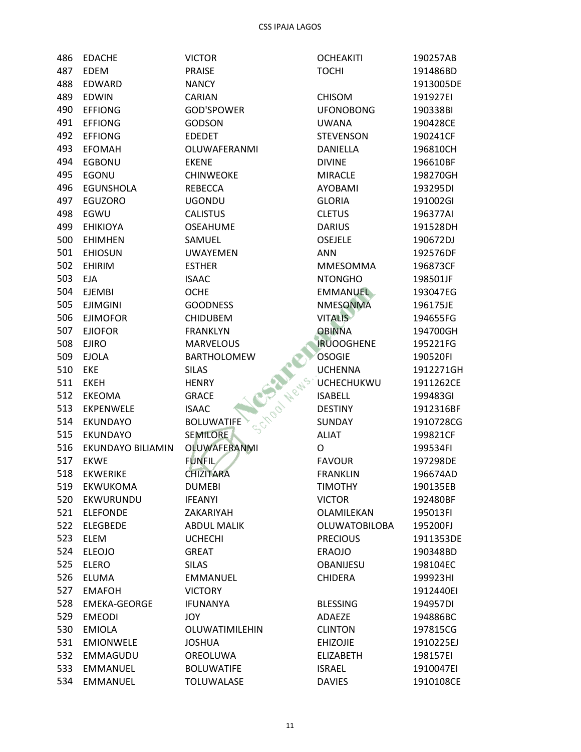| | | | | |
|---|---|---|---|---|
| 486 | EDACHE | VICTOR | OCHEAKITI | 190257AB |
| 487 | EDEM | PRAISE | TOCHI | 191486BD |
| 488 | EDWARD | NANCY | | 1913005DE |
| 489 | EDWIN | CARIAN | CHISOM | 191927EI |
| 490 | EFFIONG | GOD'SPOWER | UFONOBONG | 190338BI |
| 491 | EFFIONG | GODSON | UWANA | 190428CE |
| 492 | EFFIONG | EDEDET | STEVENSON | 190241CF |
| 493 | EFOMAH | OLUWAFERANMI | DANIELLA | 196810CH |
| 494 | EGBONU | EKENE | DIVINE | 196610BF |
| 495 | EGONU | CHINWEOKE | MIRACLE | 198270GH |
| 496 | EGUNSHOLA | REBECCA | AYOBAMI | 193295DI |
| 497 | EGUZORO | UGONDU | GLORIA | 191002GI |
| 498 | EGWU | CALISTUS | CLETUS | 196377AI |
| 499 | EHIKIOYA | OSEAHUME | DARIUS | 191528DH |
| 500 | EHIMHEN | SAMUEL | OSEJELE | 190672DJ |
| 501 | EHIOSUN | UWAYEMEN | ANN | 192576DF |
| 502 | EHIRIM | ESTHER | MMESOMMA | 196873CF |
| 503 | EJA | ISAAC | NTONGHO | 198501JF |
| 504 | EJEMBI | OCHE | EMMANUEL | 193047EG |
| 505 | EJIMGINI | GOODNESS | NMESONMA | 196175JE |
| 506 | EJIMOFOR | CHIDUBEM | VITALIS | 194655FG |
| 507 | EJIOFOR | FRANKLYN | OBINNA | 194700GH |
| 508 | EJIRO | MARVELOUS | IRUOOGHENE | 195221FG |
| 509 | EJOLA | BARTHOLOMEW | OSOGIE | 190520FI |
| 510 | EKE | SILAS | UCHENNA | 1912271GH |
| 511 | EKEH | HENRY | UCHECHUKWU | 1911262CE |
| 512 | EKEOMA | GRACE | ISABELL | 199483GI |
| 513 | EKPENWELE | ISAAC | DESTINY | 1912316BF |
| 514 | EKUNDAYO | BOLUWATIFE | SUNDAY | 1910728CG |
| 515 | EKUNDAYO | SEMILORE | ALIAT | 199821CF |
| 516 | EKUNDAYO BILIAMIN | OLUWAFERANMI | O | 199534FI |
| 517 | EKWE | FUNFIL | FAVOUR | 197298DE |
| 518 | EKWERIKE | CHIZITARA | FRANKLIN | 196674AD |
| 519 | EKWUKOMA | DUMEBI | TIMOTHY | 190135EB |
| 520 | EKWURUNDU | IFEANYI | VICTOR | 192480BF |
| 521 | ELEFONDE | ZAKARIYAH | OLAMILEKAN | 195013FI |
| 522 | ELEGBEDE | ABDUL MALIK | OLUWATOBILOBA | 195200FJ |
| 523 | ELEM | UCHECHI | PRECIOUS | 1911353DE |
| 524 | ELEOJO | GREAT | ERAOJO | 190348BD |
| 525 | ELERO | SILAS | OBANIJESU | 198104EC |
| 526 | ELUMA | EMMANUEL | CHIDERA | 199923HI |
| 527 | EMAFOH | VICTORY | | 1912440EI |
| 528 | EMEKA-GEORGE | IFUNANYA | BLESSING | 194957DI |
| 529 | EMEODI | JOY | ADAEZE | 194886BC |
| 530 | EMIOLA | OLUWATIMILEHIN | CLINTON | 197815CG |
| 531 | EMIONWELE | JOSHUA | EHIZOJIE | 1910225EJ |
| 532 | EMMAGUDU | OREOLUWA | ELIZABETH | 198157EI |
| 533 | EMMANUEL | BOLUWATIFE | ISRAEL | 1910047EI |
| 534 | EMMANUEL | TOLUWALASE | DAVIES | 1910108CE |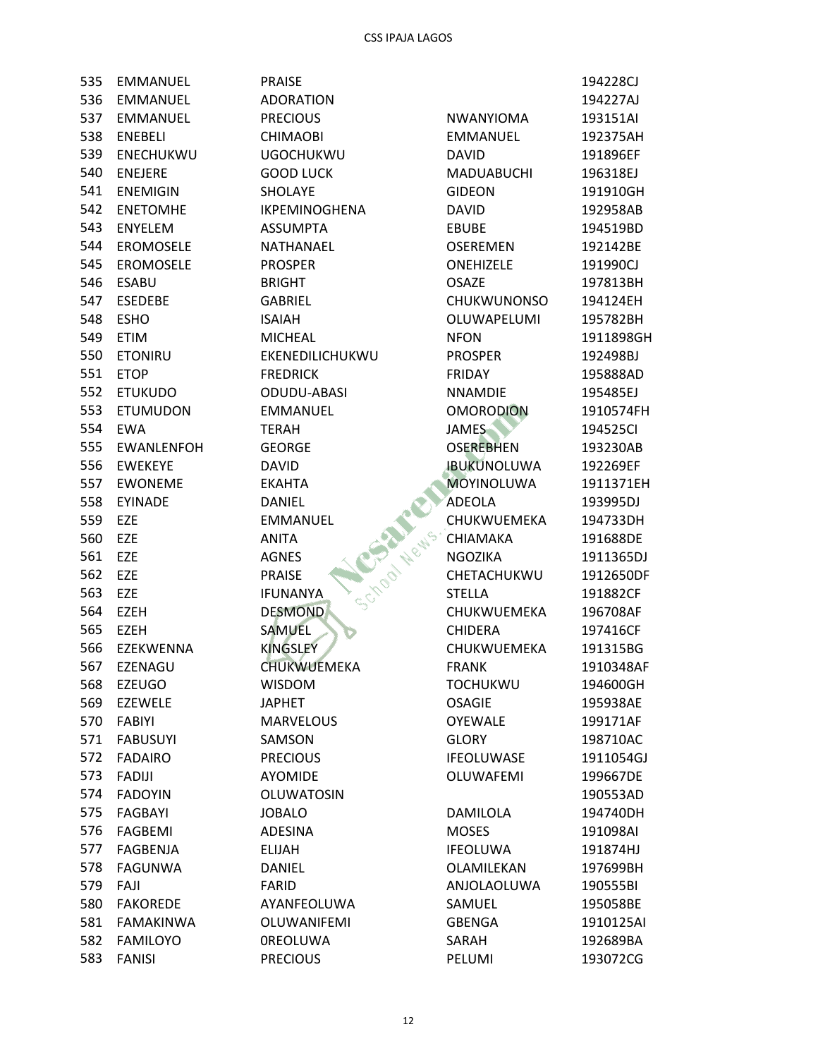| | | | | |
|---|---|---|---|---|
| 535 | EMMANUEL | PRAISE | | 194228CJ |
| 536 | EMMANUEL | ADORATION | | 194227AJ |
| 537 | EMMANUEL | PRECIOUS | NWANYIOMA | 193151AI |
| 538 | ENEBELI | CHIMAOBI | EMMANUEL | 192375AH |
| 539 | ENECHUKWU | UGOCHUKWU | DAVID | 191896EF |
| 540 | ENEJERE | GOOD LUCK | MADUABUCHI | 196318EJ |
| 541 | ENEMIGIN | SHOLAYE | GIDEON | 191910GH |
| 542 | ENETOMHE | IKPEMINOGHENA | DAVID | 192958AB |
| 543 | ENYELEM | ASSUMPTA | EBUBE | 194519BD |
| 544 | EROMOSELE | NATHANAEL | OSEREMEN | 192142BE |
| 545 | EROMOSELE | PROSPER | ONEHIZELE | 191990CJ |
| 546 | ESABU | BRIGHT | OSAZE | 197813BH |
| 547 | ESEDEBE | GABRIEL | CHUKWUNONSO | 194124EH |
| 548 | ESHO | ISAIAH | OLUWAPELUMI | 195782BH |
| 549 | ETIM | MICHEAL | NFON | 1911898GH |
| 550 | ETONIRU | EKENEDILICHUKWU | PROSPER | 192498BJ |
| 551 | ETOP | FREDRICK | FRIDAY | 195888AD |
| 552 | ETUKUDO | ODUDU-ABASI | NNAMDIE | 195485EJ |
| 553 | ETUMUDON | EMMANUEL | OMORODION | 1910574FH |
| 554 | EWA | TERAH | JAMES | 194525CI |
| 555 | EWANLENFOH | GEORGE | OSEREBHEN | 193230AB |
| 556 | EWEKEYE | DAVID | IBUKUNOLUWA | 192269EF |
| 557 | EWONEME | EKAHTA | MOYINOLUWA | 1911371EH |
| 558 | EYINADE | DANIEL | ADEOLA | 193995DJ |
| 559 | EZE | EMMANUEL | CHUKWUEMEKA | 194733DH |
| 560 | EZE | ANITA | CHIAMAKA | 191688DE |
| 561 | EZE | AGNES | NGOZIKA | 1911365DJ |
| 562 | EZE | PRAISE | CHETACHUKWU | 1912650DF |
| 563 | EZE | IFUNANYA | STELLA | 191882CF |
| 564 | EZEH | DESMOND | CHUKWUEMEKA | 196708AF |
| 565 | EZEH | SAMUEL | CHIDERA | 197416CF |
| 566 | EZEKWENNA | KINGSLEY | CHUKWUEMEKA | 191315BG |
| 567 | EZENAGU | CHUKWUEMEKA | FRANK | 1910348AF |
| 568 | EZEUGO | WISDOM | TOCHUKWU | 194600GH |
| 569 | EZEWELE | JAPHET | OSAGIE | 195938AE |
| 570 | FABIYI | MARVELOUS | OYEWALE | 199171AF |
| 571 | FABUSUYI | SAMSON | GLORY | 198710AC |
| 572 | FADAIRO | PRECIOUS | IFEOLUWASE | 1911054GJ |
| 573 | FADIJI | AYOMIDE | OLUWAFEMI | 199667DE |
| 574 | FADOYIN | OLUWATOSIN | | 190553AD |
| 575 | FAGBAYI | JOBALO | DAMILOLA | 194740DH |
| 576 | FAGBEMI | ADESINA | MOSES | 191098AI |
| 577 | FAGBENJA | ELIJAH | IFEOLUWA | 191874HJ |
| 578 | FAGUNWA | DANIEL | OLAMILEKAN | 197699BH |
| 579 | FAJI | FARID | ANJOLAOLUWA | 190555BI |
| 580 | FAKOREDE | AYANFEOLUWA | SAMUEL | 195058BE |
| 581 | FAMAKINWA | OLUWANIFEMI | GBENGA | 1910125AI |
| 582 | FAMILOYO | 0REOLUWA | SARAH | 192689BA |
| 583 | FANISI | PRECIOUS | PELUMI | 193072CG |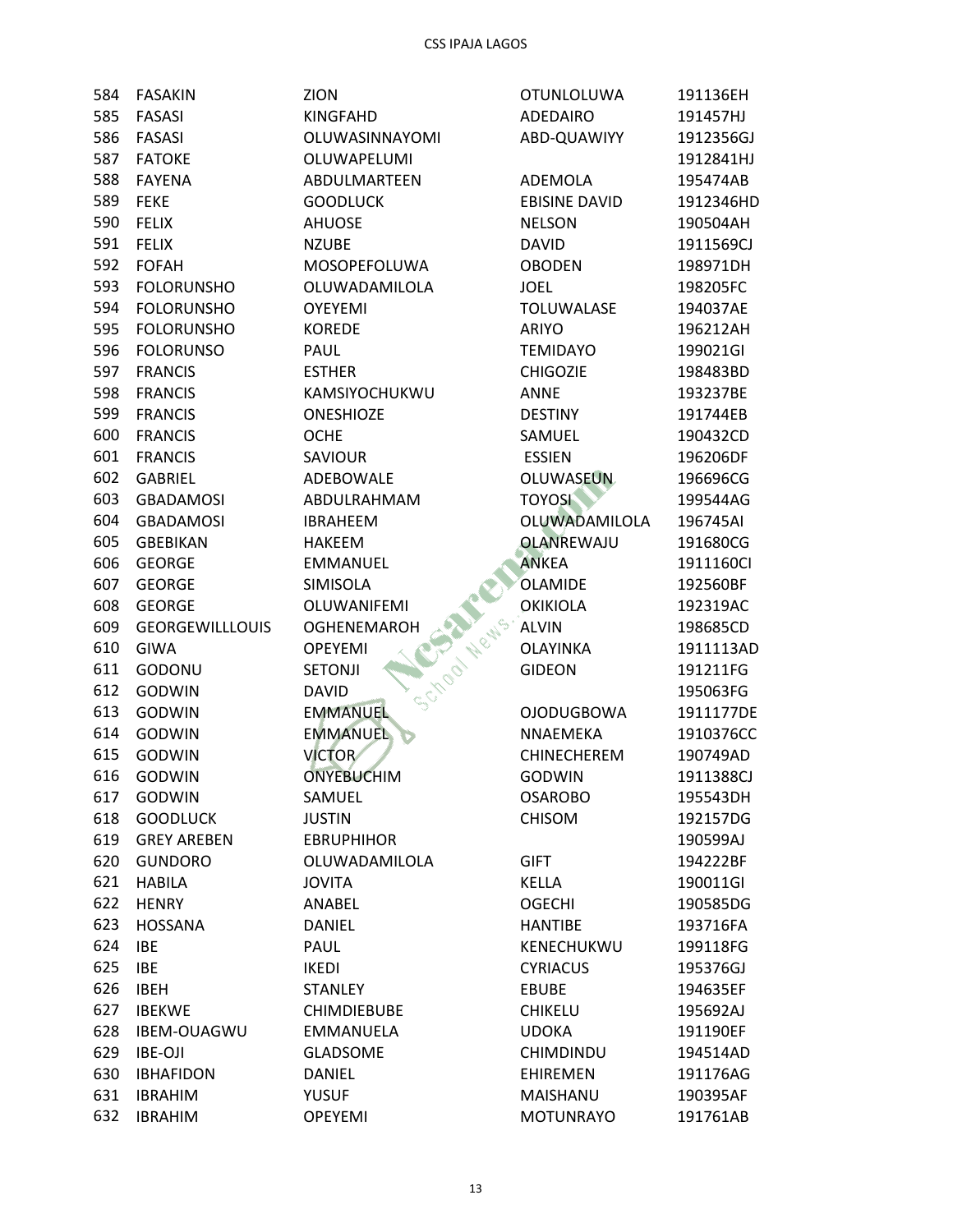| 584 | FASAKIN | ZION | OTUNLOLUWA | 191136EH |
|---|---|---|---|---|
| 585 | FASASI | KINGFAHD | ADEDAIRO | 191457HJ |
| 586 | FASASI | OLUWASINNAYOMI | ABD-QUAWIYY | 1912356GJ |
| 587 | FATOKE | OLUWAPELUMI | | 1912841HJ |
| 588 | FAYENA | ABDULMARTEEN | ADEMOLA | 195474AB |
| 589 | FEKE | GOODLUCK | EBISINE DAVID | 1912346HD |
| 590 | FELIX | AHUOSE | NELSON | 190504AH |
| 591 | FELIX | NZUBE | DAVID | 1911569CJ |
| 592 | FOFAH | MOSOPEFOLUWA | OBODEN | 198971DH |
| 593 | FOLORUNSHO | OLUWADAMILOLA | JOEL | 198205FC |
| 594 | FOLORUNSHO | OYEYEMI | TOLUWALASE | 194037AE |
| 595 | FOLORUNSHO | KOREDE | ARIYO | 196212AH |
| 596 | FOLORUNSO | PAUL | TEMIDAYO | 199021GI |
| 597 | FRANCIS | ESTHER | CHIGOZIE | 198483BD |
| 598 | FRANCIS | KAMSIYOCHUKWU | ANNE | 193237BE |
| 599 | FRANCIS | ONESHIOZE | DESTINY | 191744EB |
| 600 | FRANCIS | OCHE | SAMUEL | 190432CD |
| 601 | FRANCIS | SAVIOUR | ESSIEN | 196206DF |
| 602 | GABRIEL | ADEBOWALE | OLUWASEUN | 196696CG |
| 603 | GBADAMOSI | ABDULRAHMAM | TOYOSI | 199544AG |
| 604 | GBADAMOSI | IBRAHEEM | OLUWADAMILOLA | 196745AI |
| 605 | GBEBIKAN | HAKEEM | OLANREWAJU | 191680CG |
| 606 | GEORGE | EMMANUEL | ANKEA | 1911160CI |
| 607 | GEORGE | SIMISOLA | OLAMIDE | 192560BF |
| 608 | GEORGE | OLUWANIFEMI | OKIKIOLA | 192319AC |
| 609 | GEORGEWILLLOUIS | OGHENEMAROH | ALVIN | 198685CD |
| 610 | GIWA | OPEYEMI | OLAYINKA | 1911113AD |
| 611 | GODONU | SETONJI | GIDEON | 191211FG |
| 612 | GODWIN | DAVID | | 195063FG |
| 613 | GODWIN | EMMANUEL | OJODUGBOWA | 1911177DE |
| 614 | GODWIN | EMMANUEL | NNAEMEKA | 1910376CC |
| 615 | GODWIN | VICTOR | CHINECHEREM | 190749AD |
| 616 | GODWIN | ONYEBUCHIM | GODWIN | 1911388CJ |
| 617 | GODWIN | SAMUEL | OSAROBO | 195543DH |
| 618 | GOODLUCK | JUSTIN | CHISOM | 192157DG |
| 619 | GREY AREBEN | EBRUPHIHOR | | 190599AJ |
| 620 | GUNDORO | OLUWADAMILOLA | GIFT | 194222BF |
| 621 | HABILA | JOVITA | KELLA | 190011GI |
| 622 | HENRY | ANABEL | OGECHI | 190585DG |
| 623 | HOSSANA | DANIEL | HANTIBE | 193716FA |
| 624 | IBE | PAUL | KENECHUKWU | 199118FG |
| 625 | IBE | IKEDI | CYRIACUS | 195376GJ |
| 626 | IBEH | STANLEY | EBUBE | 194635EF |
| 627 | IBEKWE | CHIMDIEBUBE | CHIKELU | 195692AJ |
| 628 | IBEM-OUAGWU | EMMANUELA | UDOKA | 191190EF |
| 629 | IBE-OJI | GLADSOME | CHIMDINDU | 194514AD |
| 630 | IBHAFIDON | DANIEL | EHIREMEN | 191176AG |
| 631 | IBRAHIM | YUSUF | MAISHANU | 190395AF |
| 632 | IBRAHIM | OPEYEMI | MOTUNRAYO | 191761AB |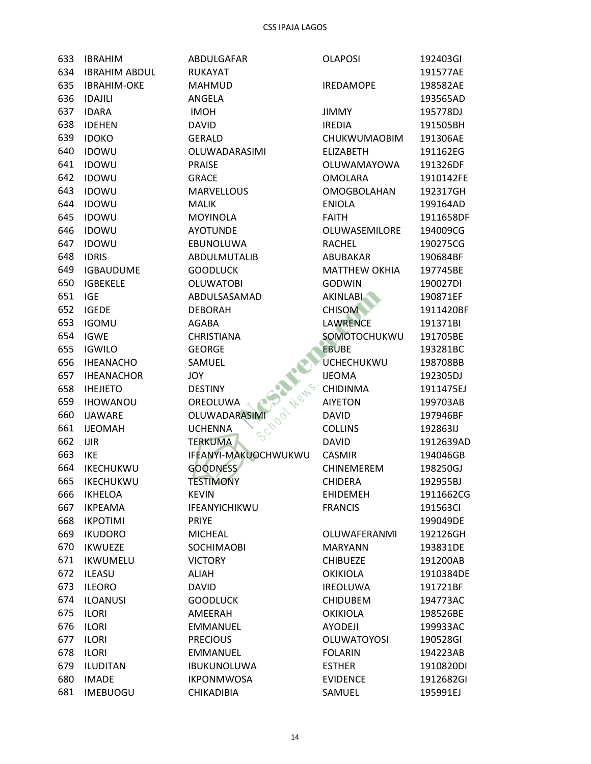| 633 | IBRAHIM | ABDULGAFAR | OLAPOSI | 192403GI |
|---|---|---|---|---|
| 634 | IBRAHIM ABDUL | RUKAYAT | | 191577AE |
| 635 | IBRAHIM-OKE | MAHMUD | IREDAMOPE | 198582AE |
| 636 | IDAJILI | ANGELA | | 193565AD |
| 637 | IDARA | IMOH | JIMMY | 195778DJ |
| 638 | IDEHEN | DAVID | IREDIA | 191505BH |
| 639 | IDOKO | GERALD | CHUKWUMAOBIM | 191306AE |
| 640 | IDOWU | OLUWADARASIMI | ELIZABETH | 191162EG |
| 641 | IDOWU | PRAISE | OLUWAMAYOWA | 191326DF |
| 642 | IDOWU | GRACE | OMOLARA | 1910142FE |
| 643 | IDOWU | MARVELLOUS | OMOGBOLAHAN | 192317GH |
| 644 | IDOWU | MALIK | ENIOLA | 199164AD |
| 645 | IDOWU | MOYINOLA | FAITH | 1911658DF |
| 646 | IDOWU | AYOTUNDE | OLUWASEMILORE | 194009CG |
| 647 | IDOWU | EBUNOLUWA | RACHEL | 190275CG |
| 648 | IDRIS | ABDULMUTALIB | ABUBAKAR | 190684BF |
| 649 | IGBAUDUME | GOODLUCK | MATTHEW OKHIA | 197745BE |
| 650 | IGBEKELE | OLUWATOBI | GODWIN | 190027DI |
| 651 | IGE | ABDULSASAMAD | AKINLABI | 190871EF |
| 652 | IGEDE | DEBORAH | CHISOM | 1911420BF |
| 653 | IGOMU | AGABA | LAWRENCE | 191371BI |
| 654 | IGWE | CHRISTIANA | SOMOTOCHUKWU | 191705BE |
| 655 | IGWILO | GEORGE | EBUBE | 193281BC |
| 656 | IHEANACHO | SAMUEL | UCHECHUKWU | 198708BB |
| 657 | IHEANACHOR | JOY | IJEOMA | 192305DJ |
| 658 | IHEJIETO | DESTINY | CHIDINMA | 1911475EJ |
| 659 | IHOWANOU | OREOLUWA | AIYETON | 199703AB |
| 660 | IJAWARE | OLUWADARASIMI | DAVID | 197946BF |
| 661 | IJEOMAH | UCHENNA | COLLINS | 192863IJ |
| 662 | IJIR | TERKUMA | DAVID | 1912639AD |
| 663 | IKE | IFEANYI-MAKUOCHWUKWU | CASMIR | 194046GB |
| 664 | IKECHUKWU | GOODNESS | CHINEMEREM | 198250GJ |
| 665 | IKECHUKWU | TESTIMONY | CHIDERA | 192955BJ |
| 666 | IKHELOA | KEVIN | EHIDEMEH | 1911662CG |
| 667 | IKPEAMA | IFEANYICHIKWU | FRANCIS | 191563CI |
| 668 | IKPOTIMI | PRIYE | | 199049DE |
| 669 | IKUDORO | MICHEAL | OLUWAFERANMI | 192126GH |
| 670 | IKWUEZE | SOCHIMAOBI | MARYANN | 193831DE |
| 671 | IKWUMELU | VICTORY | CHIBUEZE | 191200AB |
| 672 | ILEASU | ALIAH | OKIKIOLA | 1910384DE |
| 673 | ILEORO | DAVID | IREOLUWA | 191721BF |
| 674 | ILOANUSI | GOODLUCK | CHIDUBEM | 194773AC |
| 675 | ILORI | AMEERAH | OKIKIOLA | 198526BE |
| 676 | ILORI | EMMANUEL | AYODEJI | 199933AC |
| 677 | ILORI | PRECIOUS | OLUWATOYOSI | 190528GI |
| 678 | ILORI | EMMANUEL | FOLARIN | 194223AB |
| 679 | ILUDITAN | IBUKUNOLUWA | ESTHER | 1910820DI |
| 680 | IMADE | IKPONMWOSA | EVIDENCE | 1912682GI |
| 681 | IMEBUOGU | CHIKADIBIA | SAMUEL | 195991EJ |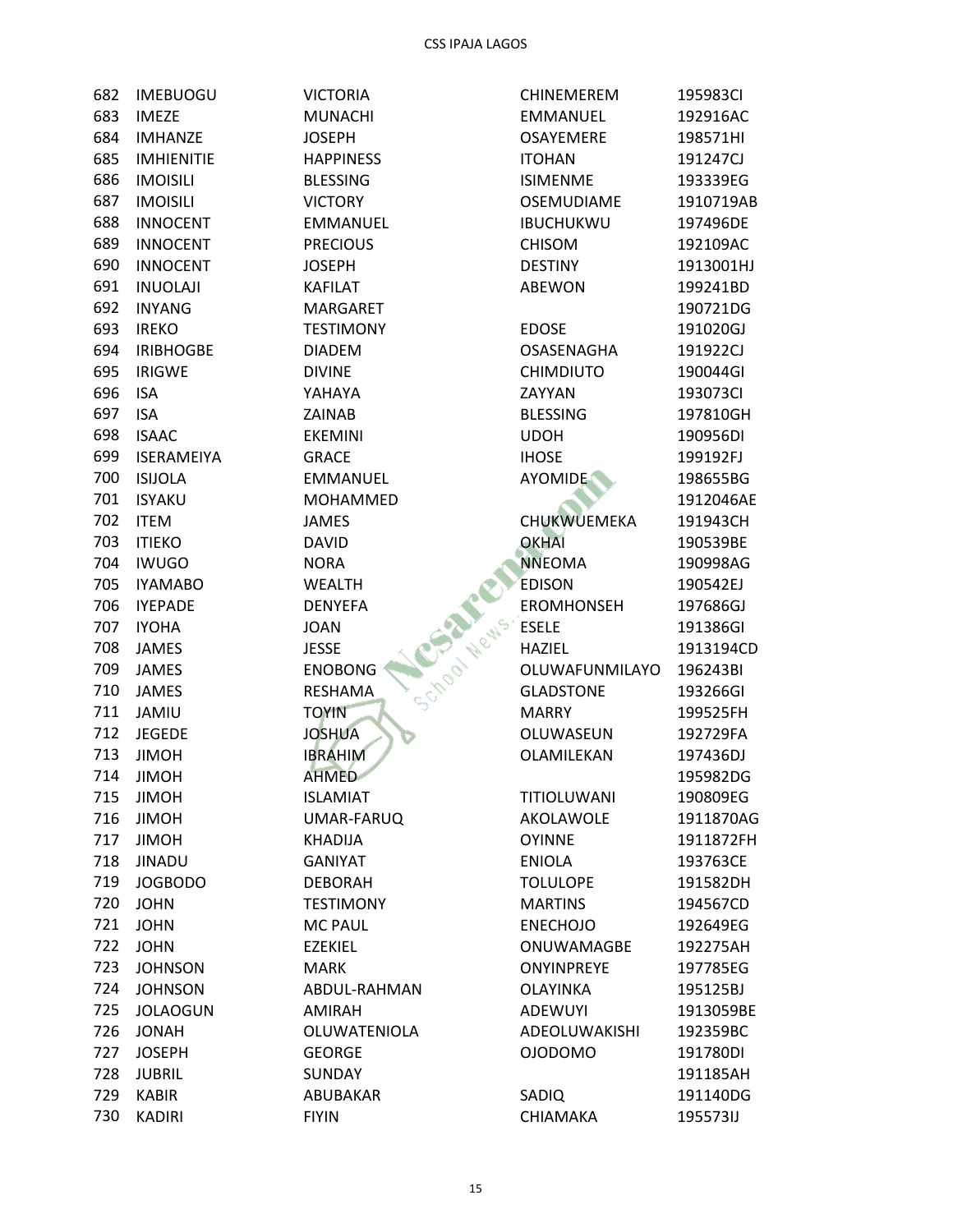| | | | | |
|---|---|---|---|---|
| 682 | IMEBUOGU | VICTORIA | CHINEMEREM | 195983CI |
| 683 | IMEZE | MUNACHI | EMMANUEL | 192916AC |
| 684 | IMHANZE | JOSEPH | OSAYEMERE | 198571HI |
| 685 | IMHIENITIE | HAPPINESS | ITOHAN | 191247CJ |
| 686 | IMOISILI | BLESSING | ISIMENME | 193339EG |
| 687 | IMOISILI | VICTORY | OSEMUDIAME | 1910719AB |
| 688 | INNOCENT | EMMANUEL | IBUCHUKWU | 197496DE |
| 689 | INNOCENT | PRECIOUS | CHISOM | 192109AC |
| 690 | INNOCENT | JOSEPH | DESTINY | 1913001HJ |
| 691 | INUOLAJI | KAFILAT | ABEWON | 199241BD |
| 692 | INYANG | MARGARET | | 190721DG |
| 693 | IREKO | TESTIMONY | EDOSE | 191020GJ |
| 694 | IRIBHOGBE | DIADEM | OSASENAGHA | 191922CJ |
| 695 | IRIGWE | DIVINE | CHIMDIUTO | 190044GI |
| 696 | ISA | YAHAYA | ZAYYAN | 193073CI |
| 697 | ISA | ZAINAB | BLESSING | 197810GH |
| 698 | ISAAC | EKEMINI | UDOH | 190956DI |
| 699 | ISERAMEIYA | GRACE | IHOSE | 199192FJ |
| 700 | ISIJOLA | EMMANUEL | AYOMIDE | 198655BG |
| 701 | ISYAKU | MOHAMMED | | 1912046AE |
| 702 | ITEM | JAMES | CHUKWUEMEKA | 191943CH |
| 703 | ITIEKO | DAVID | OKHAI | 190539BE |
| 704 | IWUGO | NORA | NNEOMA | 190998AG |
| 705 | IYAMABO | WEALTH | EDISON | 190542EJ |
| 706 | IYEPADE | DENYEFA | EROMHONSEH | 197686GJ |
| 707 | IYOHA | JOAN | ESELE | 191386GI |
| 708 | JAMES | JESSE | HAZIEL | 1913194CD |
| 709 | JAMES | ENOBONG | OLUWAFUNMILAYO | 196243BI |
| 710 | JAMES | RESHAMA | GLADSTONE | 193266GI |
| 711 | JAMIU | TOYIN | MARRY | 199525FH |
| 712 | JEGEDE | JOSHUA | OLUWASEUN | 192729FA |
| 713 | JIMOH | IBRAHIM | OLAMILEKAN | 197436DJ |
| 714 | JIMOH | AHMED | | 195982DG |
| 715 | JIMOH | ISLAMIAT | TITIOLUWANI | 190809EG |
| 716 | JIMOH | UMAR-FARUQ | AKOLAWOLE | 1911870AG |
| 717 | JIMOH | KHADIJA | OYINNE | 1911872FH |
| 718 | JINADU | GANIYAT | ENIOLA | 193763CE |
| 719 | JOGBODO | DEBORAH | TOLULOPE | 191582DH |
| 720 | JOHN | TESTIMONY | MARTINS | 194567CD |
| 721 | JOHN | MC PAUL | ENECHOJO | 192649EG |
| 722 | JOHN | EZEKIEL | ONUWAMAGBE | 192275AH |
| 723 | JOHNSON | MARK | ONYINPREYE | 197785EG |
| 724 | JOHNSON | ABDUL-RAHMAN | OLAYINKA | 195125BJ |
| 725 | JOLAOGUN | AMIRAH | ADEWUYI | 1913059BE |
| 726 | JONAH | OLUWATENIOLA | ADEOLUWAKISHI | 192359BC |
| 727 | JOSEPH | GEORGE | OJODOMO | 191780DI |
| 728 | JUBRIL | SUNDAY | | 191185AH |
| 729 | KABIR | ABUBAKAR | SADIQ | 191140DG |
| 730 | KADIRI | FIYIN | CHIAMAKA | 195573IJ |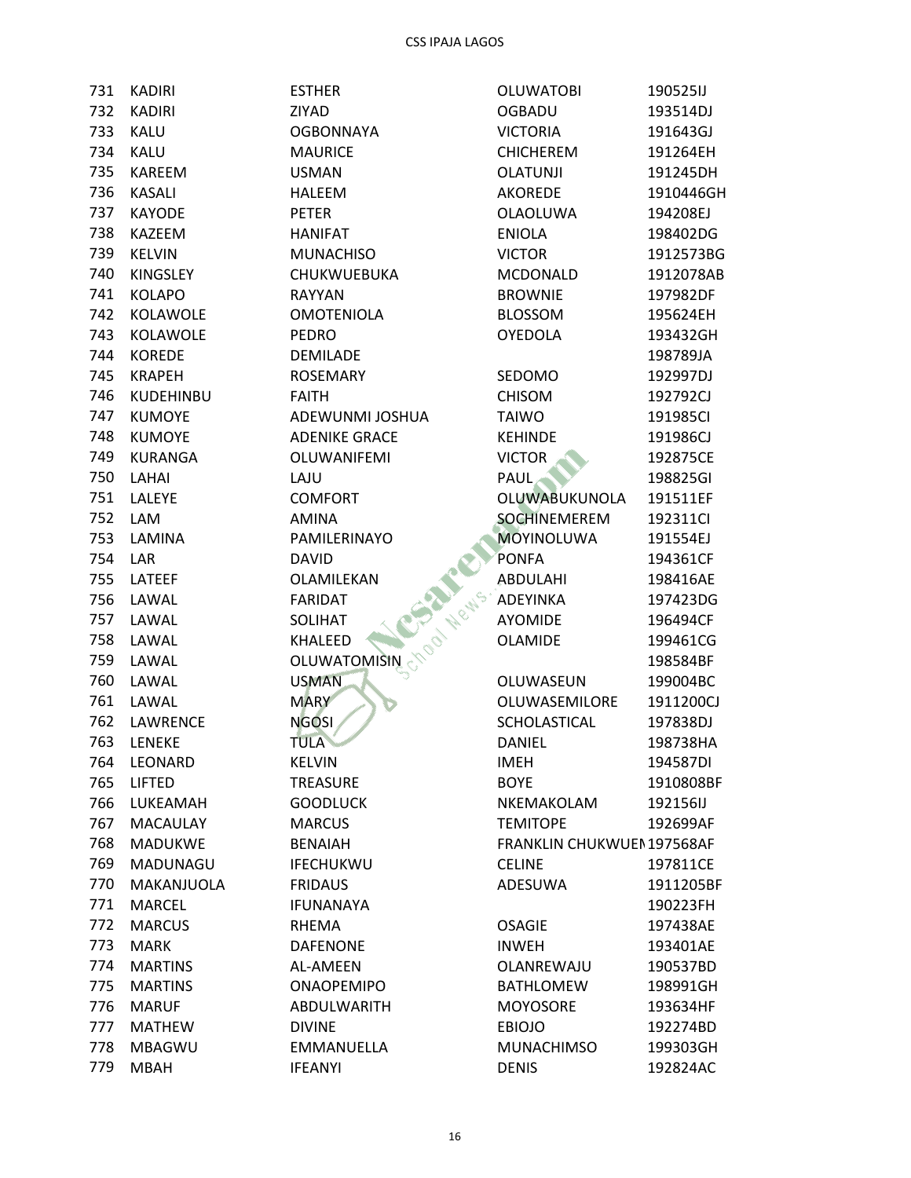| | | | | |
|---|---|---|---|---|
| 731 | KADIRI | ESTHER | OLUWATOBI | 190525IJ |
| 732 | KADIRI | ZIYAD | OGBADU | 193514DJ |
| 733 | KALU | OGBONNAYA | VICTORIA | 191643GJ |
| 734 | KALU | MAURICE | CHICHEREM | 191264EH |
| 735 | KAREEM | USMAN | OLATUNJI | 191245DH |
| 736 | KASALI | HALEEM | AKOREDE | 1910446GH |
| 737 | KAYODE | PETER | OLAOLUWA | 194208EJ |
| 738 | KAZEEM | HANIFAT | ENIOLA | 198402DG |
| 739 | KELVIN | MUNACHISO | VICTOR | 1912573BG |
| 740 | KINGSLEY | CHUKWUEBUKA | MCDONALD | 1912078AB |
| 741 | KOLAPO | RAYYAN | BROWNIE | 197982DF |
| 742 | KOLAWOLE | OMOTENIOLA | BLOSSOM | 195624EH |
| 743 | KOLAWOLE | PEDRO | OYEDOLA | 193432GH |
| 744 | KOREDE | DEMILADE | | 198789JA |
| 745 | KRAPEH | ROSEMARY | SEDOMO | 192997DJ |
| 746 | KUDEHINBU | FAITH | CHISOM | 192792CJ |
| 747 | KUMOYE | ADEWUNMI JOSHUA | TAIWO | 191985CI |
| 748 | KUMOYE | ADENIKE GRACE | KEHINDE | 191986CJ |
| 749 | KURANGA | OLUWANIFEMI | VICTOR | 192875CE |
| 750 | LAHAI | LAJU | PAUL | 198825GI |
| 751 | LALEYE | COMFORT | OLUWABUKUNOLA | 191511EF |
| 752 | LAM | AMINA | SOCHINEMEREM | 192311CI |
| 753 | LAMINA | PAMILERINAYO | MOYINOLUWA | 191554EJ |
| 754 | LAR | DAVID | PONFA | 194361CF |
| 755 | LATEEF | OLAMILEKAN | ABDULAHI | 198416AE |
| 756 | LAWAL | FARIDAT | ADEYINKA | 197423DG |
| 757 | LAWAL | SOLIHAT | AYOMIDE | 196494CF |
| 758 | LAWAL | KHALEED | OLAMIDE | 199461CG |
| 759 | LAWAL | OLUWATOMISIN | | 198584BF |
| 760 | LAWAL | USMAN | OLUWASEUN | 199004BC |
| 761 | LAWAL | MARY | OLUWASEMILORE | 1911200CJ |
| 762 | LAWRENCE | NGOSI | SCHOLASTICAL | 197838DJ |
| 763 | LENEKE | TULA | DANIEL | 198738HA |
| 764 | LEONARD | KELVIN | IMEH | 194587DI |
| 765 | LIFTED | TREASURE | BOYE | 1910808BF |
| 766 | LUKEAMAH | GOODLUCK | NKEMAKOLAM | 192156IJ |
| 767 | MACAULAY | MARCUS | TEMITOPE | 192699AF |
| 768 | MADUKWE | BENAIAH | FRANKLIN CHUKWUEN | 197568AF |
| 769 | MADUNAGU | IFECHUKWU | CELINE | 197811CE |
| 770 | MAKANJUOLA | FRIDAUS | ADESUWA | 1911205BF |
| 771 | MARCEL | IFUNANAYA | | 190223FH |
| 772 | MARCUS | RHEMA | OSAGIE | 197438AE |
| 773 | MARK | DAFENONE | INWEH | 193401AE |
| 774 | MARTINS | AL-AMEEN | OLANREWAJU | 190537BD |
| 775 | MARTINS | ONAOPEMIPO | BATHLOMEW | 198991GH |
| 776 | MARUF | ABDULWARITH | MOYOSORE | 193634HF |
| 777 | MATHEW | DIVINE | EBIOJO | 192274BD |
| 778 | MBAGWU | EMMANUELLA | MUNACHIMSO | 199303GH |
| 779 | MBAH | IFEANYI | DENIS | 192824AC |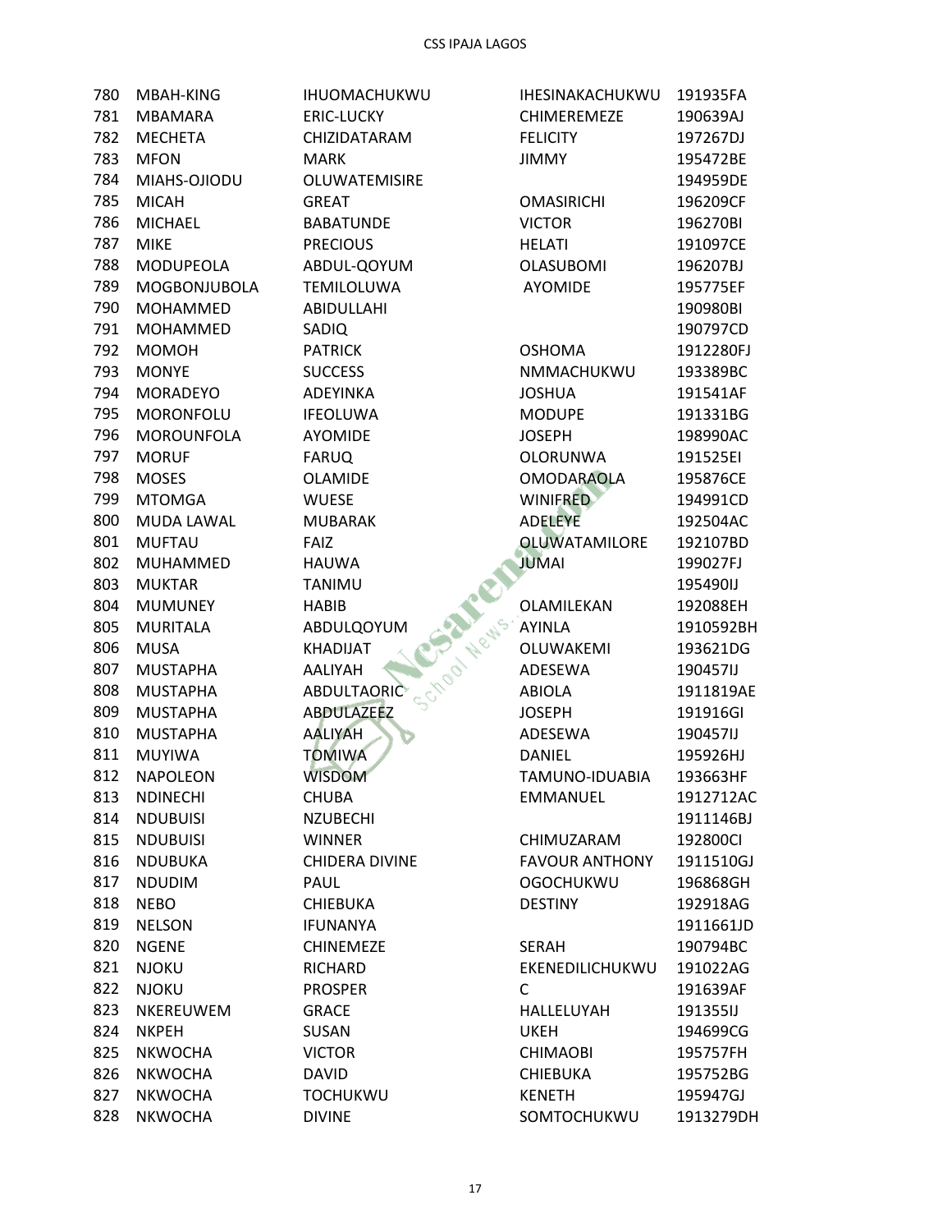| 780 | MBAH-KING | IHUOMACHUKWU | IHESINAKACHUKWU | 191935FA |
|---|---|---|---|---|
| 781 | MBAMARA | ERIC-LUCKY | CHIMEREMEZE | 190639AJ |
| 782 | MECHETA | CHIZIDATARAM | FELICITY | 197267DJ |
| 783 | MFON | MARK | JIMMY | 195472BE |
| 784 | MIAHS-OJIODU | OLUWATEMISIRE | | 194959DE |
| 785 | MICAH | GREAT | OMASIRICHI | 196209CF |
| 786 | MICHAEL | BABATUNDE | VICTOR | 196270BI |
| 787 | MIKE | PRECIOUS | HELATI | 191097CE |
| 788 | MODUPEOLA | ABDUL-QOYUM | OLASUBOMI | 196207BJ |
| 789 | MOGBONJUBOLA | TEMILOLUWA | AYOMIDE | 195775EF |
| 790 | MOHAMMED | ABIDULLAHI | | 190980BI |
| 791 | MOHAMMED | SADIQ | | 190797CD |
| 792 | MOMOH | PATRICK | OSHOMA | 1912280FJ |
| 793 | MONYE | SUCCESS | NMMACHUKWU | 193389BC |
| 794 | MORADEYO | ADEYINKA | JOSHUA | 191541AF |
| 795 | MORONFOLU | IFEOLUWA | MODUPE | 191331BG |
| 796 | MOROUNFOLA | AYOMIDE | JOSEPH | 198990AC |
| 797 | MORUF | FARUQ | OLORUNWA | 191525EI |
| 798 | MOSES | OLAMIDE | OMODARAOLA | 195876CE |
| 799 | MTOMGA | WUESE | WINIFRED | 194991CD |
| 800 | MUDA LAWAL | MUBARAK | ADELEYE | 192504AC |
| 801 | MUFTAU | FAIZ | OLUWATAMILORE | 192107BD |
| 802 | MUHAMMED | HAUWA | JUMAI | 199027FJ |
| 803 | MUKTAR | TANIMU | | 195490IJ |
| 804 | MUMUNEY | HABIB | OLAMILEKAN | 192088EH |
| 805 | MURITALA | ABDULQOYUM | AYINLA | 1910592BH |
| 806 | MUSA | KHADIJAT | OLUWAKEMI | 193621DG |
| 807 | MUSTAPHA | AALIYAH | ADESEWA | 190457IJ |
| 808 | MUSTAPHA | ABDULTAORIC | ABIOLA | 1911819AE |
| 809 | MUSTAPHA | ABDULAZEEZ | JOSEPH | 191916GI |
| 810 | MUSTAPHA | AALIYAH | ADESEWA | 190457IJ |
| 811 | MUYIWA | TOMIWA | DANIEL | 195926HJ |
| 812 | NAPOLEON | WISDOM | TAMUNO-IDUABIA | 193663HF |
| 813 | NDINECHI | CHUBA | EMMANUEL | 1912712AC |
| 814 | NDUBUISI | NZUBECHI | | 1911146BJ |
| 815 | NDUBUISI | WINNER | CHIMUZARAM | 192800CI |
| 816 | NDUBUKA | CHIDERA DIVINE | FAVOUR ANTHONY | 1911510GJ |
| 817 | NDUDIM | PAUL | OGOCHUKWU | 196868GH |
| 818 | NEBO | CHIEBUKA | DESTINY | 192918AG |
| 819 | NELSON | IFUNANYA | | 1911661JD |
| 820 | NGENE | CHINEMEZE | SERAH | 190794BC |
| 821 | NJOKU | RICHARD | EKENEDILICHUKWU | 191022AG |
| 822 | NJOKU | PROSPER | C | 191639AF |
| 823 | NKEREUWEM | GRACE | HALLELUYAH | 191355IJ |
| 824 | NKPEH | SUSAN | UKEH | 194699CG |
| 825 | NKWOCHA | VICTOR | CHIMAOBI | 195757FH |
| 826 | NKWOCHA | DAVID | CHIEBUKA | 195752BG |
| 827 | NKWOCHA | TOCHUKWU | KENETH | 195947GJ |
| 828 | NKWOCHA | DIVINE | SOMTOCHUKWU | 1913279DH |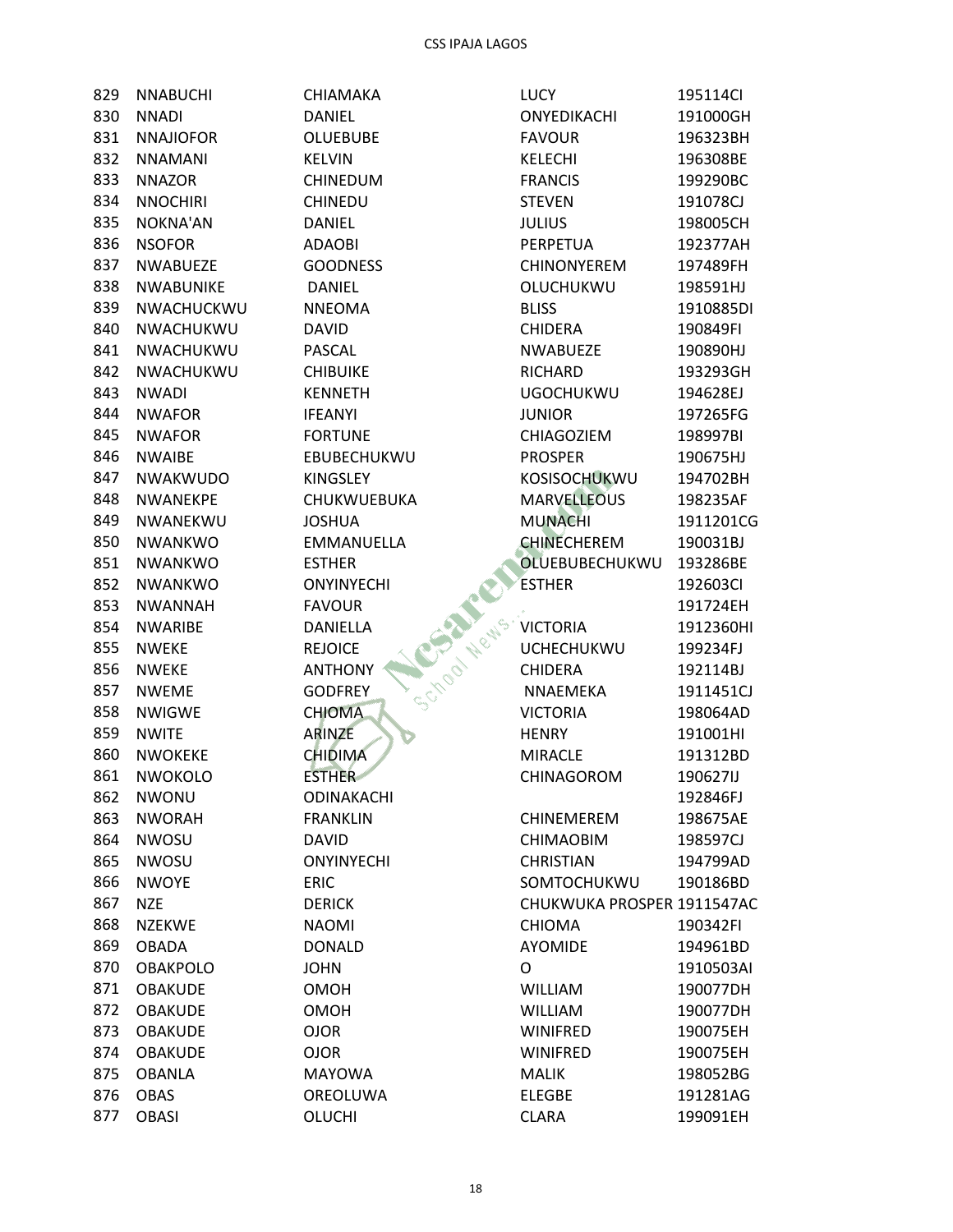| 829 | NNABUCHI | CHIAMAKA | LUCY | 195114CI |
|---|---|---|---|---|
| 830 | NNADI | DANIEL | ONYEDIKACHI | 191000GH |
| 831 | NNAJIOFOR | OLUEBUBE | FAVOUR | 196323BH |
| 832 | NNAMANI | KELVIN | KELECHI | 196308BE |
| 833 | NNAZOR | CHINEDUM | FRANCIS | 199290BC |
| 834 | NNOCHIRI | CHINEDU | STEVEN | 191078CJ |
| 835 | NOKNA'AN | DANIEL | JULIUS | 198005CH |
| 836 | NSOFOR | ADAOBI | PERPETUA | 192377AH |
| 837 | NWABUEZE | GOODNESS | CHINONYEREM | 197489FH |
| 838 | NWABUNIKE | DANIEL | OLUCHUKWU | 198591HJ |
| 839 | NWACHUCKWU | NNEOMA | BLISS | 1910885DI |
| 840 | NWACHUKWU | DAVID | CHIDERA | 190849FI |
| 841 | NWACHUKWU | PASCAL | NWABUEZE | 190890HJ |
| 842 | NWACHUKWU | CHIBUIKE | RICHARD | 193293GH |
| 843 | NWADI | KENNETH | UGOCHUKWU | 194628EJ |
| 844 | NWAFOR | IFEANYI | JUNIOR | 197265FG |
| 845 | NWAFOR | FORTUNE | CHIAGOZIEM | 198997BI |
| 846 | NWAIBE | EBUBECHUKWU | PROSPER | 190675HJ |
| 847 | NWAKWUDO | KINGSLEY | KOSISOCHUKWU | 194702BH |
| 848 | NWANEKPE | CHUKWUEBUKA | MARVELLEOUS | 198235AF |
| 849 | NWANEKWU | JOSHUA | MUNACHI | 1911201CG |
| 850 | NWANKWO | EMMANUELLA | CHINECHEREM | 190031BJ |
| 851 | NWANKWO | ESTHER | OLUEBUBECHUKWU | 193286BE |
| 852 | NWANKWO | ONYINYECHI | ESTHER | 192603CI |
| 853 | NWANNAH | FAVOUR | | 191724EH |
| 854 | NWARIBE | DANIELLA | VICTORIA | 1912360HI |
| 855 | NWEKE | REJOICE | UCHECHUKWU | 199234FJ |
| 856 | NWEKE | ANTHONY | CHIDERA | 192114BJ |
| 857 | NWEME | GODFREY | NNAEMEKA | 1911451CJ |
| 858 | NWIGWE | CHIOMA | VICTORIA | 198064AD |
| 859 | NWITE | ARINZE | HENRY | 191001HI |
| 860 | NWOKEKE | CHIDIMA | MIRACLE | 191312BD |
| 861 | NWOKOLO | ESTHER | CHINAGOROM | 190627IJ |
| 862 | NWONU | ODINAKACHI | | 192846FJ |
| 863 | NWORAH | FRANKLIN | CHINEMEREM | 198675AE |
| 864 | NWOSU | DAVID | CHIMAOBIM | 198597CJ |
| 865 | NWOSU | ONYINYECHI | CHRISTIAN | 194799AD |
| 866 | NWOYE | ERIC | SOMTOCHUKWU | 190186BD |
| 867 | NZE | DERICK | CHUKWUKA PROSPER | 1911547AC |
| 868 | NZEKWE | NAOMI | CHIOMA | 190342FI |
| 869 | OBADA | DONALD | AYOMIDE | 194961BD |
| 870 | OBAKPOLO | JOHN | O | 1910503AI |
| 871 | OBAKUDE | OMOH | WILLIAM | 190077DH |
| 872 | OBAKUDE | OMOH | WILLIAM | 190077DH |
| 873 | OBAKUDE | OJOR | WINIFRED | 190075EH |
| 874 | OBAKUDE | OJOR | WINIFRED | 190075EH |
| 875 | OBANLA | MAYOWA | MALIK | 198052BG |
| 876 | OBAS | OREOLUWA | ELEGBE | 191281AG |
| 877 | OBASI | OLUCHI | CLARA | 199091EH |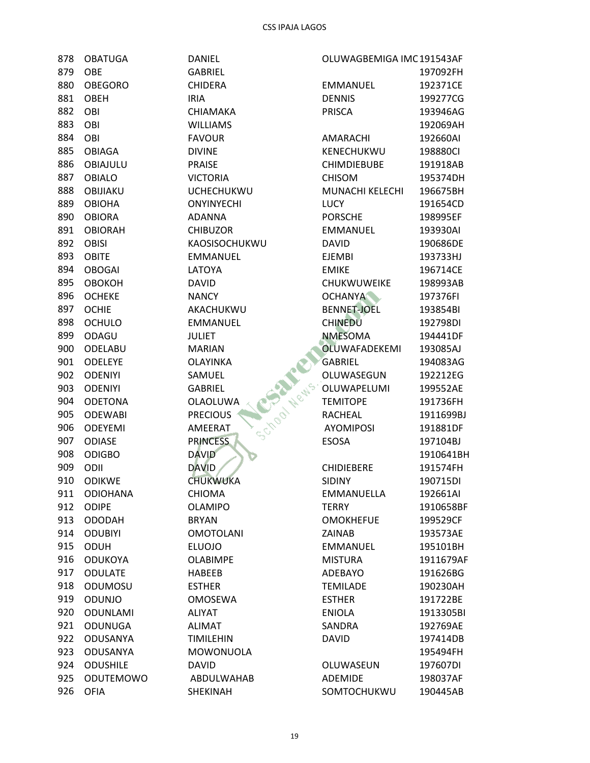| | | | | |
|---|---|---|---|---|
| 878 | OBATUGA | DANIEL | OLUWAGBEMIGA IMC | 191543AF |
| 879 | OBE | GABRIEL | | 197092FH |
| 880 | OBEGORO | CHIDERA | EMMANUEL | 192371CE |
| 881 | OBEH | IRIA | DENNIS | 199277CG |
| 882 | OBI | CHIAMAKA | PRISCA | 193946AG |
| 883 | OBI | WILLIAMS | | 192069AH |
| 884 | OBI | FAVOUR | AMARACHI | 192660AI |
| 885 | OBIAGA | DIVINE | KENECHUKWU | 198880CI |
| 886 | OBIAJULU | PRAISE | CHIMDIEBUBE | 191918AB |
| 887 | OBIALO | VICTORIA | CHISOM | 195374DH |
| 888 | OBIJIAKU | UCHECHUKWU | MUNACHI KELECHI | 196675BH |
| 889 | OBIOHA | ONYINYECHI | LUCY | 191654CD |
| 890 | OBIORA | ADANNA | PORSCHE | 198995EF |
| 891 | OBIORAH | CHIBUZOR | EMMANUEL | 193930AI |
| 892 | OBISI | KAOSISOCHUKWU | DAVID | 190686DE |
| 893 | OBITE | EMMANUEL | EJEMBI | 193733HJ |
| 894 | OBOGAI | LATOYA | EMIKE | 196714CE |
| 895 | OBOKOH | DAVID | CHUKWUWEIKE | 198993AB |
| 896 | OCHEKE | NANCY | OCHANYA | 197376FI |
| 897 | OCHIE | AKACHUKWU | BENNET-JOEL | 193854BI |
| 898 | OCHULO | EMMANUEL | CHINEDU | 192798DI |
| 899 | ODAGU | JULIET | NMESOMA | 194441DF |
| 900 | ODELABU | MARIAN | OLUWAFADEKEMI | 193085AJ |
| 901 | ODELEYE | OLAYINKA | GABRIEL | 194083AG |
| 902 | ODENIYI | SAMUEL | OLUWASEGUN | 192212EG |
| 903 | ODENIYI | GABRIEL | OLUWAPELUMI | 199552AE |
| 904 | ODETONA | OLAOLUWA | TEMITOPE | 191736FH |
| 905 | ODEWABI | PRECIOUS | RACHEAL | 1911699BJ |
| 906 | ODEYEMI | AMEERAT | AYOMIPOSI | 191881DF |
| 907 | ODIASE | PRINCESS | ESOSA | 197104BJ |
| 908 | ODIGBO | DAVID | | 1910641BH |
| 909 | ODII | DAVID | CHIDIEBERE | 191574FH |
| 910 | ODIKWE | CHUKWUKA | SIDINY | 190715DI |
| 911 | ODIOHANA | CHIOMA | EMMANUELLA | 192661AI |
| 912 | ODIPE | OLAMIPO | TERRY | 1910658BF |
| 913 | ODODAH | BRYAN | OMOKHEFUE | 199529CF |
| 914 | ODUBIYI | OMOTOLANI | ZAINAB | 193573AE |
| 915 | ODUH | ELUOJO | EMMANUEL | 195101BH |
| 916 | ODUKOYA | OLABIMPE | MISTURA | 1911679AF |
| 917 | ODULATE | HABEEB | ADEBAYO | 191626BG |
| 918 | ODUMOSU | ESTHER | TEMILADE | 190230AH |
| 919 | ODUNJO | OMOSEWA | ESTHER | 191722BE |
| 920 | ODUNLAMI | ALIYAT | ENIOLA | 1913305BI |
| 921 | ODUNUGA | ALIMAT | SANDRA | 192769AE |
| 922 | ODUSANYA | TIMILEHIN | DAVID | 197414DB |
| 923 | ODUSANYA | MOWONUOLA | | 195494FH |
| 924 | ODUSHILE | DAVID | OLUWASEUN | 197607DI |
| 925 | ODUTEMOWO | ABDULWAHAB | ADEMIDE | 198037AF |
| 926 | OFIA | SHEKINAH | SOMTOCHUKWU | 190445AB |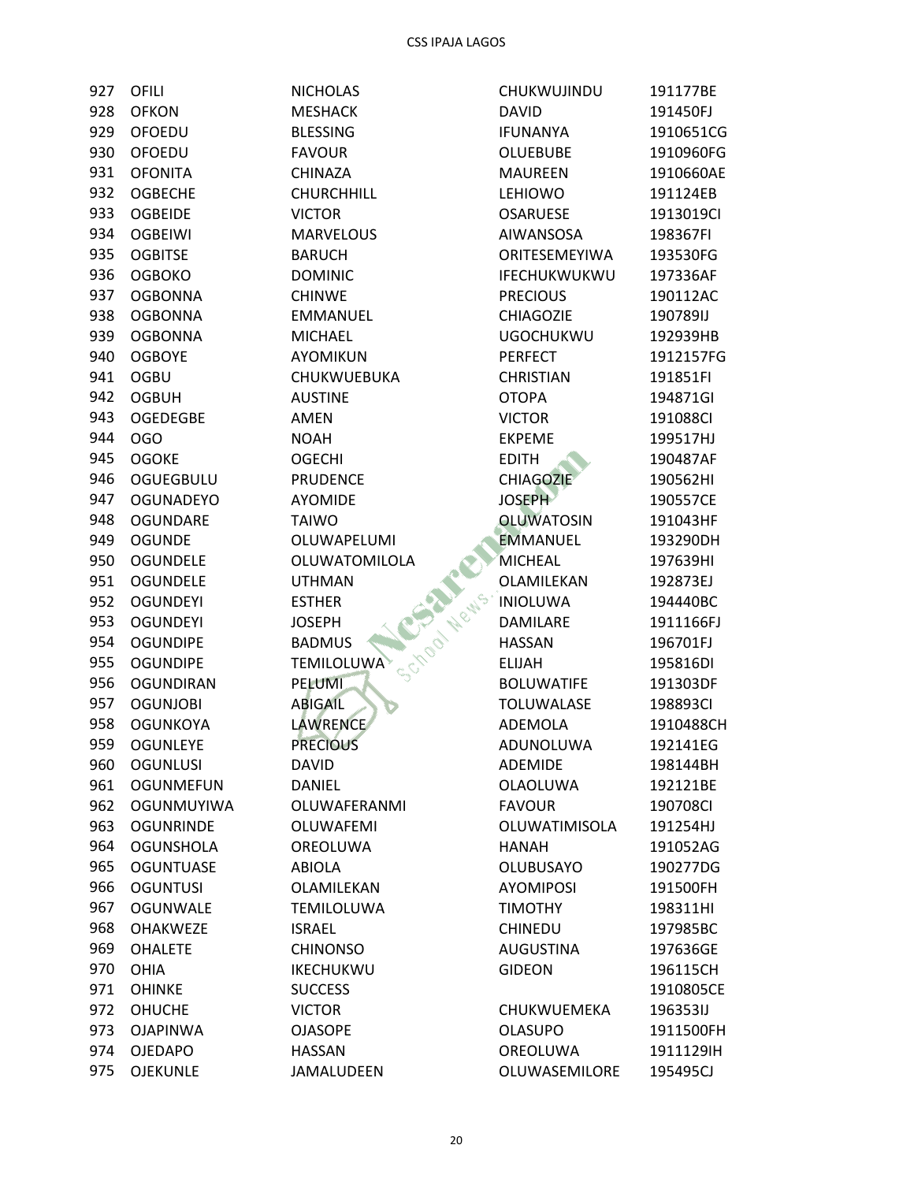| | | | | |
|---|---|---|---|---|
| 927 | OFILI | NICHOLAS | CHUKWUJINDU | 191177BE |
| 928 | OFKON | MESHACK | DAVID | 191450FJ |
| 929 | OFOEDU | BLESSING | IFUNANYA | 1910651CG |
| 930 | OFOEDU | FAVOUR | OLUEBUBE | 1910960FG |
| 931 | OFONITA | CHINAZA | MAUREEN | 1910660AE |
| 932 | OGBECHE | CHURCHHILL | LEHIOWO | 191124EB |
| 933 | OGBEIDE | VICTOR | OSARUESE | 1913019CI |
| 934 | OGBEIWI | MARVELOUS | AIWANSOSA | 198367FI |
| 935 | OGBITSE | BARUCH | ORITESEMEYIWA | 193530FG |
| 936 | OGBOKO | DOMINIC | IFECHUKWUKWU | 197336AF |
| 937 | OGBONNA | CHINWE | PRECIOUS | 190112AC |
| 938 | OGBONNA | EMMANUEL | CHIAGOZIE | 190789IJ |
| 939 | OGBONNA | MICHAEL | UGOCHUKWU | 192939HB |
| 940 | OGBOYE | AYOMIKUN | PERFECT | 1912157FG |
| 941 | OGBU | CHUKWUEBUKA | CHRISTIAN | 191851FI |
| 942 | OGBUH | AUSTINE | OTOPA | 194871GI |
| 943 | OGEDEGBE | AMEN | VICTOR | 191088CI |
| 944 | OGO | NOAH | EKPEME | 199517HJ |
| 945 | OGOKE | OGECHI | EDITH | 190487AF |
| 946 | OGUEGBULU | PRUDENCE | CHIAGOZIE | 190562HI |
| 947 | OGUNADEYO | AYOMIDE | JOSEPH | 190557CE |
| 948 | OGUNDARE | TAIWO | OLUWATOSIN | 191043HF |
| 949 | OGUNDE | OLUWAPELUMI | EMMANUEL | 193290DH |
| 950 | OGUNDELE | OLUWATOMILOLA | MICHEAL | 197639HI |
| 951 | OGUNDELE | UTHMAN | OLAMILEKAN | 192873EJ |
| 952 | OGUNDEYI | ESTHER | INIOLUWA | 194440BC |
| 953 | OGUNDEYI | JOSEPH | DAMILARE | 1911166FJ |
| 954 | OGUNDIPE | BADMUS | HASSAN | 196701FJ |
| 955 | OGUNDIPE | TEMILOLUWA | ELIJAH | 195816DI |
| 956 | OGUNDIRAN | PELUMI | BOLUWATIFE | 191303DF |
| 957 | OGUNJOBI | ABIGAIL | TOLUWALASE | 198893CI |
| 958 | OGUNKOYA | LAWRENCE | ADEMOLA | 1910488CH |
| 959 | OGUNLEYE | PRECIOUS | ADUNOLUWA | 192141EG |
| 960 | OGUNLUSI | DAVID | ADEMIDE | 198144BH |
| 961 | OGUNMEFUN | DANIEL | OLAOLUWA | 192121BE |
| 962 | OGUNMUYIWA | OLUWAFERANMI | FAVOUR | 190708CI |
| 963 | OGUNRINDE | OLUWAFEMI | OLUWATIMISOLA | 191254HJ |
| 964 | OGUNSHOLA | OREOLUWA | HANAH | 191052AG |
| 965 | OGUNTUASE | ABIOLA | OLUBUSAYO | 190277DG |
| 966 | OGUNTUSI | OLAMILEKAN | AYOMIPOSI | 191500FH |
| 967 | OGUNWALE | TEMILOLUWA | TIMOTHY | 198311HI |
| 968 | OHAKWEZE | ISRAEL | CHINEDU | 197985BC |
| 969 | OHALETE | CHINONSO | AUGUSTINA | 197636GE |
| 970 | OHIA | IKECHUKWU | GIDEON | 196115CH |
| 971 | OHINKE | SUCCESS | | 1910805CE |
| 972 | OHUCHE | VICTOR | CHUKWUEMEKA | 196353IJ |
| 973 | OJAPINWA | OJASOPE | OLASUPO | 1911500FH |
| 974 | OJEDAPO | HASSAN | OREOLUWA | 1911129IH |
| 975 | OJEKUNLE | JAMALUDEEN | OLUWASEMILORE | 195495CJ |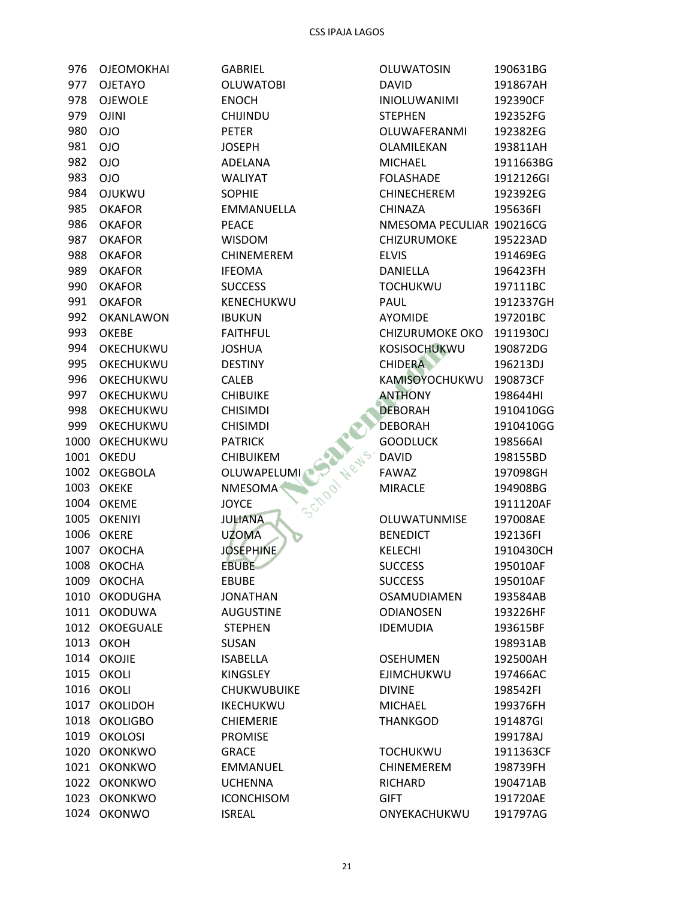| | | | | |
|---|---|---|---|---|
| 976 | OJEOMOKHAI | GABRIEL | OLUWATOSIN | 190631BG |
| 977 | OJETAYO | OLUWATOBI | DAVID | 191867AH |
| 978 | OJEWOLE | ENOCH | INIOLUWANIMI | 192390CF |
| 979 | OJINI | CHIJINDU | STEPHEN | 192352FG |
| 980 | OJO | PETER | OLUWAFERANMI | 192382EG |
| 981 | OJO | JOSEPH | OLAMILEKAN | 193811AH |
| 982 | OJO | ADELANA | MICHAEL | 1911663BG |
| 983 | OJO | WALIYAT | FOLASHADE | 1912126GI |
| 984 | OJUKWU | SOPHIE | CHINECHEREM | 192392EG |
| 985 | OKAFOR | EMMANUELLA | CHINAZA | 195636FI |
| 986 | OKAFOR | PEACE | NMESOMA PECULIAR | 190216CG |
| 987 | OKAFOR | WISDOM | CHIZURUMOKE | 195223AD |
| 988 | OKAFOR | CHINEMEREM | ELVIS | 191469EG |
| 989 | OKAFOR | IFEOMA | DANIELLA | 196423FH |
| 990 | OKAFOR | SUCCESS | TOCHUKWU | 197111BC |
| 991 | OKAFOR | KENECHUKWU | PAUL | 1912337GH |
| 992 | OKANLAWON | IBUKUN | AYOMIDE | 197201BC |
| 993 | OKEBE | FAITHFUL | CHIZURUMOKE OKO | 1911930CJ |
| 994 | OKECHUKWU | JOSHUA | KOSISOCHUKWU | 190872DG |
| 995 | OKECHUKWU | DESTINY | CHIDERA | 196213DJ |
| 996 | OKECHUKWU | CALEB | KAMISOYOCHUKWU | 190873CF |
| 997 | OKECHUKWU | CHIBUIKE | ANTHONY | 198644HI |
| 998 | OKECHUKWU | CHISIMDI | DEBORAH | 1910410GG |
| 999 | OKECHUKWU | CHISIMDI | DEBORAH | 1910410GG |
| 1000 | OKECHUKWU | PATRICK | GOODLUCK | 198566AI |
| 1001 | OKEDU | CHIBUIKEM | DAVID | 198155BD |
| 1002 | OKEGBOLA | OLUWAPELUMI | FAWAZ | 197098GH |
| 1003 | OKEKE | NMESOMA | MIRACLE | 194908BG |
| 1004 | OKEME | JOYCE | | 1911120AF |
| 1005 | OKENIYI | JULIANA | OLUWATUNMISE | 197008AE |
| 1006 | OKERE | UZOMA | BENEDICT | 192136FI |
| 1007 | OKOCHA | JOSEPHINE | KELECHI | 1910430CH |
| 1008 | OKOCHA | EBUBE | SUCCESS | 195010AF |
| 1009 | OKOCHA | EBUBE | SUCCESS | 195010AF |
| 1010 | OKODUGHA | JONATHAN | OSAMUDIAMEN | 193584AB |
| 1011 | OKODUWA | AUGUSTINE | ODIANOSEN | 193226HF |
| 1012 | OKOEGUALE | STEPHEN | IDEMUDIA | 193615BF |
| 1013 | OKOH | SUSAN | | 198931AB |
| 1014 | OKOJIE | ISABELLA | OSEHUMEN | 192500AH |
| 1015 | OKOLI | KINGSLEY | EJIMCHUKWU | 197466AC |
| 1016 | OKOLI | CHUKWUBUIKE | DIVINE | 198542FI |
| 1017 | OKOLIDOH | IKECHUKWU | MICHAEL | 199376FH |
| 1018 | OKOLIGBO | CHIEMERIE | THANKGOD | 191487GI |
| 1019 | OKOLOSI | PROMISE | | 199178AJ |
| 1020 | OKONKWO | GRACE | TOCHUKWU | 1911363CF |
| 1021 | OKONKWO | EMMANUEL | CHINEMEREM | 198739FH |
| 1022 | OKONKWO | UCHENNA | RICHARD | 190471AB |
| 1023 | OKONKWO | ICONCHISOM | GIFT | 191720AE |
| 1024 | OKONWO | ISREAL | ONYEKACHUKWU | 191797AG |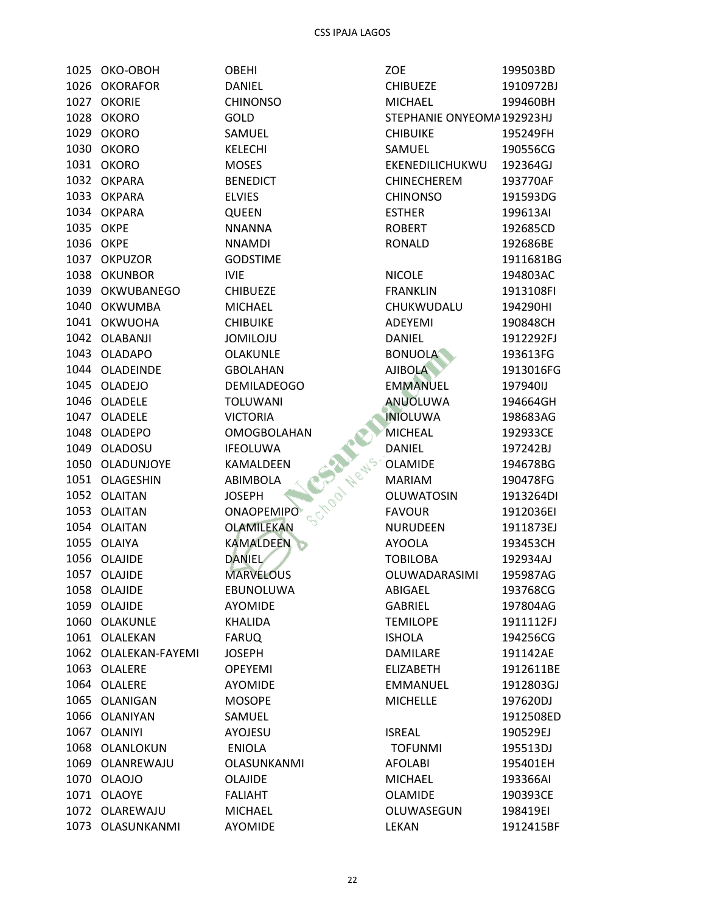| | | | | |
|---|---|---|---|---|
| 1025 | OKO-OBOH | OBEHI | ZOE | 199503BD |
| 1026 | OKORAFOR | DANIEL | CHIBUEZE | 1910972BJ |
| 1027 | OKORIE | CHINONSO | MICHAEL | 199460BH |
| 1028 | OKORO | GOLD | STEPHANIE ONYEOMA | 192923HJ |
| 1029 | OKORO | SAMUEL | CHIBUIKE | 195249FH |
| 1030 | OKORO | KELECHI | SAMUEL | 190556CG |
| 1031 | OKORO | MOSES | EKENEDILICHUKWU | 192364GJ |
| 1032 | OKPARA | BENEDICT | CHINECHEREM | 193770AF |
| 1033 | OKPARA | ELVIES | CHINONSO | 191593DG |
| 1034 | OKPARA | QUEEN | ESTHER | 199613AI |
| 1035 | OKPE | NNANNA | ROBERT | 192685CD |
| 1036 | OKPE | NNAMDI | RONALD | 192686BE |
| 1037 | OKPUZOR | GODSTIME | | 1911681BG |
| 1038 | OKUNBOR | IVIE | NICOLE | 194803AC |
| 1039 | OKWUBANEGO | CHIBUEZE | FRANKLIN | 1913108FI |
| 1040 | OKWUMBA | MICHAEL | CHUKWUDALU | 194290HI |
| 1041 | OKWUOHA | CHIBUIKE | ADEYEMI | 190848CH |
| 1042 | OLABANJI | JOMILOJU | DANIEL | 1912292FJ |
| 1043 | OLADAPO | OLAKUNLE | BONUOLA | 193613FG |
| 1044 | OLADEINDE | GBOLAHAN | AJIBOLA | 1913016FG |
| 1045 | OLADEJO | DEMILADEOGO | EMMANUEL | 197940IJ |
| 1046 | OLADELE | TOLUWANI | ANUOLUWA | 194664GH |
| 1047 | OLADELE | VICTORIA | INIOLUWA | 198683AG |
| 1048 | OLADEPO | OMOGBOLAHAN | MICHEAL | 192933CE |
| 1049 | OLADOSU | IFEOLUWA | DANIEL | 197242BJ |
| 1050 | OLADUNJOYE | KAMALDEEN | OLAMIDE | 194678BG |
| 1051 | OLAGESHIN | ABIMBOLA | MARIAM | 190478FG |
| 1052 | OLAITAN | JOSEPH | OLUWATOSIN | 1913264DI |
| 1053 | OLAITAN | ONAOPEMIPO | FAVOUR | 1912036EI |
| 1054 | OLAITAN | OLAMILEKAN | NURUDEEN | 1911873EJ |
| 1055 | OLAIYA | KAMALDEEN | AYOOLA | 193453CH |
| 1056 | OLAJIDE | DANIEL | TOBILOBA | 192934AJ |
| 1057 | OLAJIDE | MARVELOUS | OLUWADARASIMI | 195987AG |
| 1058 | OLAJIDE | EBUNOLUWA | ABIGAEL | 193768CG |
| 1059 | OLAJIDE | AYOMIDE | GABRIEL | 197804AG |
| 1060 | OLAKUNLE | KHALIDA | TEMILOPE | 1911112FJ |
| 1061 | OLALEKAN | FARUQ | ISHOLA | 194256CG |
| 1062 | OLALEKAN-FAYEMI | JOSEPH | DAMILARE | 191142AE |
| 1063 | OLALERE | OPEYEMI | ELIZABETH | 1912611BE |
| 1064 | OLALERE | AYOMIDE | EMMANUEL | 1912803GJ |
| 1065 | OLANIGAN | MOSOPE | MICHELLE | 197620DJ |
| 1066 | OLANIYAN | SAMUEL | | 1912508ED |
| 1067 | OLANIYI | AYOJESU | ISREAL | 190529EJ |
| 1068 | OLANLOKUN | ENIOLA | TOFUNMI | 195513DJ |
| 1069 | OLANREWAJU | OLASUNKANMI | AFOLABI | 195401EH |
| 1070 | OLAOJO | OLAJIDE | MICHAEL | 193366AI |
| 1071 | OLAOYE | FALIAHT | OLAMIDE | 190393CE |
| 1072 | OLAREWAJU | MICHAEL | OLUWASEGUN | 198419EI |
| 1073 | OLASUNKANMI | AYOMIDE | LEKAN | 1912415BF |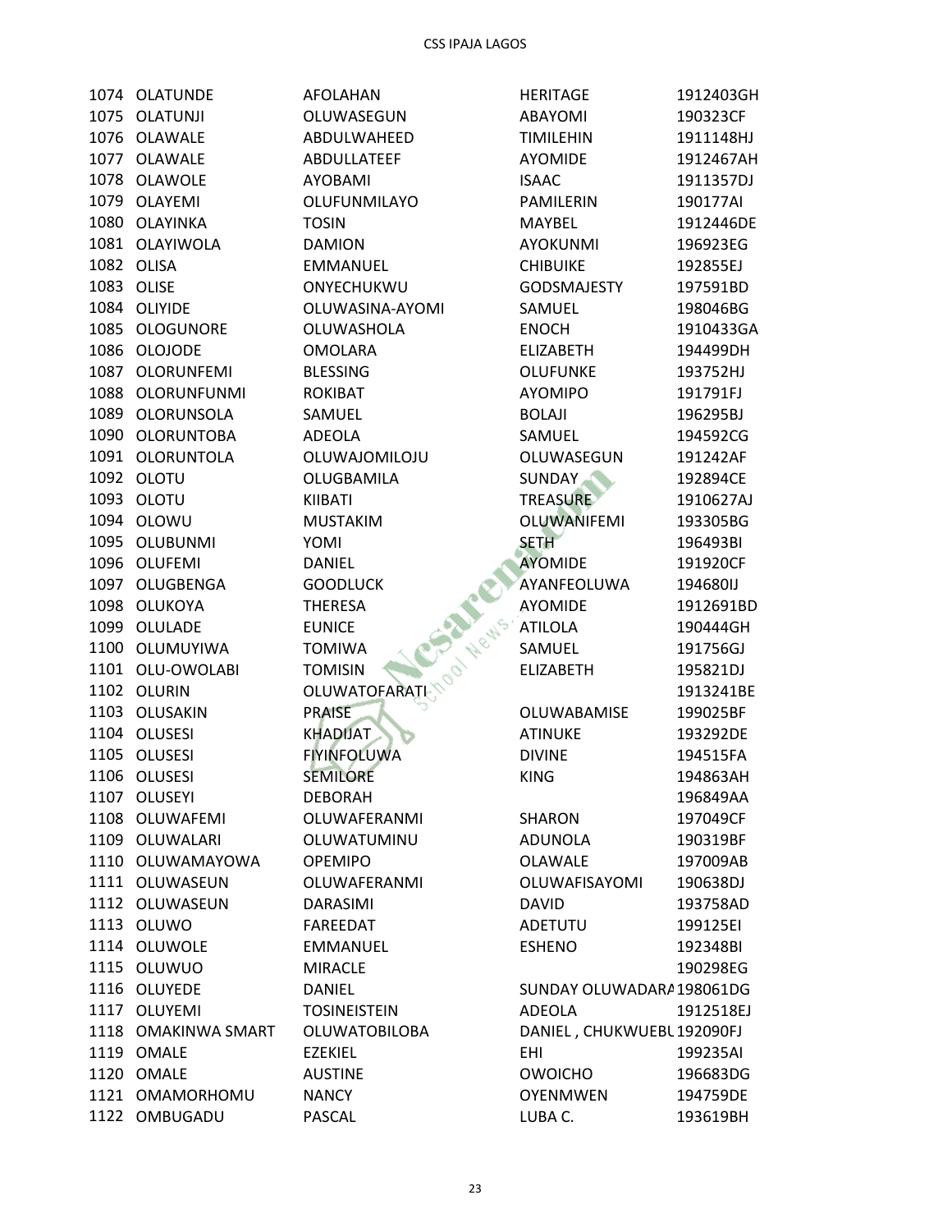| | | | | |
|---|---|---|---|---|
| 1074 | OLATUNDE | AFOLAHAN | HERITAGE | 1912403GH |
| 1075 | OLATUNJI | OLUWASEGUN | ABAYOMI | 190323CF |
| 1076 | OLAWALE | ABDULWAHEED | TIMILEHIN | 1911148HJ |
| 1077 | OLAWALE | ABDULLATEEF | AYOMIDE | 1912467AH |
| 1078 | OLAWOLE | AYOBAMI | ISAAC | 1911357DJ |
| 1079 | OLAYEMI | OLUFUNMILAYO | PAMILERIN | 190177AI |
| 1080 | OLAYINKA | TOSIN | MAYBEL | 1912446DE |
| 1081 | OLAYIWOLA | DAMION | AYOKUNMI | 196923EG |
| 1082 | OLISA | EMMANUEL | CHIBUIKE | 192855EJ |
| 1083 | OLISE | ONYECHUKWU | GODSMAJESTY | 197591BD |
| 1084 | OLIYIDE | OLUWASINA-AYOMI | SAMUEL | 198046BG |
| 1085 | OLOGUNORE | OLUWASHOLA | ENOCH | 1910433GA |
| 1086 | OLOJODE | OMOLARA | ELIZABETH | 194499DH |
| 1087 | OLORUNFEMI | BLESSING | OLUFUNKE | 193752HJ |
| 1088 | OLORUNFUNMI | ROKIBAT | AYOMIPO | 191791FJ |
| 1089 | OLORUNSOLA | SAMUEL | BOLAJI | 196295BJ |
| 1090 | OLORUNTOBA | ADEOLA | SAMUEL | 194592CG |
| 1091 | OLORUNTOLA | OLUWAJOMILOJU | OLUWASEGUN | 191242AF |
| 1092 | OLOTU | OLUGBAMILA | SUNDAY | 192894CE |
| 1093 | OLOTU | KIIBATI | TREASURE | 1910627AJ |
| 1094 | OLOWU | MUSTAKIM | OLUWANIFEMI | 193305BG |
| 1095 | OLUBUNMI | YOMI | SETH | 196493BI |
| 1096 | OLUFEMI | DANIEL | AYOMIDE | 191920CF |
| 1097 | OLUGBENGA | GOODLUCK | AYANFEOLUWA | 194680IJ |
| 1098 | OLUKOYA | THERESA | AYOMIDE | 1912691BD |
| 1099 | OLULADE | EUNICE | ATILOLA | 190444GH |
| 1100 | OLUMUYIWA | TOMIWA | SAMUEL | 191756GJ |
| 1101 | OLU-OWOLABI | TOMISIN | ELIZABETH | 195821DJ |
| 1102 | OLURIN | OLUWATOFARATI | | 1913241BE |
| 1103 | OLUSAKIN | PRAISE | OLUWABAMISE | 199025BF |
| 1104 | OLUSESI | KHADIJAT | ATINUKE | 193292DE |
| 1105 | OLUSESI | FIYINFOLUWA | DIVINE | 194515FA |
| 1106 | OLUSESI | SEMILORE | KING | 194863AH |
| 1107 | OLUSEYI | DEBORAH | | 196849AA |
| 1108 | OLUWAFEMI | OLUWAFERANMI | SHARON | 197049CF |
| 1109 | OLUWALARI | OLUWATUMINU | ADUNOLA | 190319BF |
| 1110 | OLUWAMAYOWA | OPEMIPO | OLAWALE | 197009AB |
| 1111 | OLUWASEUN | OLUWAFERANMI | OLUWAFISAYOMI | 190638DJ |
| 1112 | OLUWASEUN | DARASIMI | DAVID | 193758AD |
| 1113 | OLUWO | FAREEDAT | ADETUTU | 199125EI |
| 1114 | OLUWOLE | EMMANUEL | ESHENO | 192348BI |
| 1115 | OLUWUO | MIRACLE | | 190298EG |
| 1116 | OLUYEDE | DANIEL | SUNDAY OLUWADARA | 198061DG |
| 1117 | OLUYEMI | TOSINEISTEIN | ADEOLA | 1912518EJ |
| 1118 | OMAKINWA SMART | OLUWATOBILOBA | DANIEL , CHUKWUEBL | 192090FJ |
| 1119 | OMALE | EZEKIEL | EHI | 199235AI |
| 1120 | OMALE | AUSTINE | OWOICHO | 196683DG |
| 1121 | OMAMORHOMU | NANCY | OYENMWEN | 194759DE |
| 1122 | OMBUGADU | PASCAL | LUBA C. | 193619BH |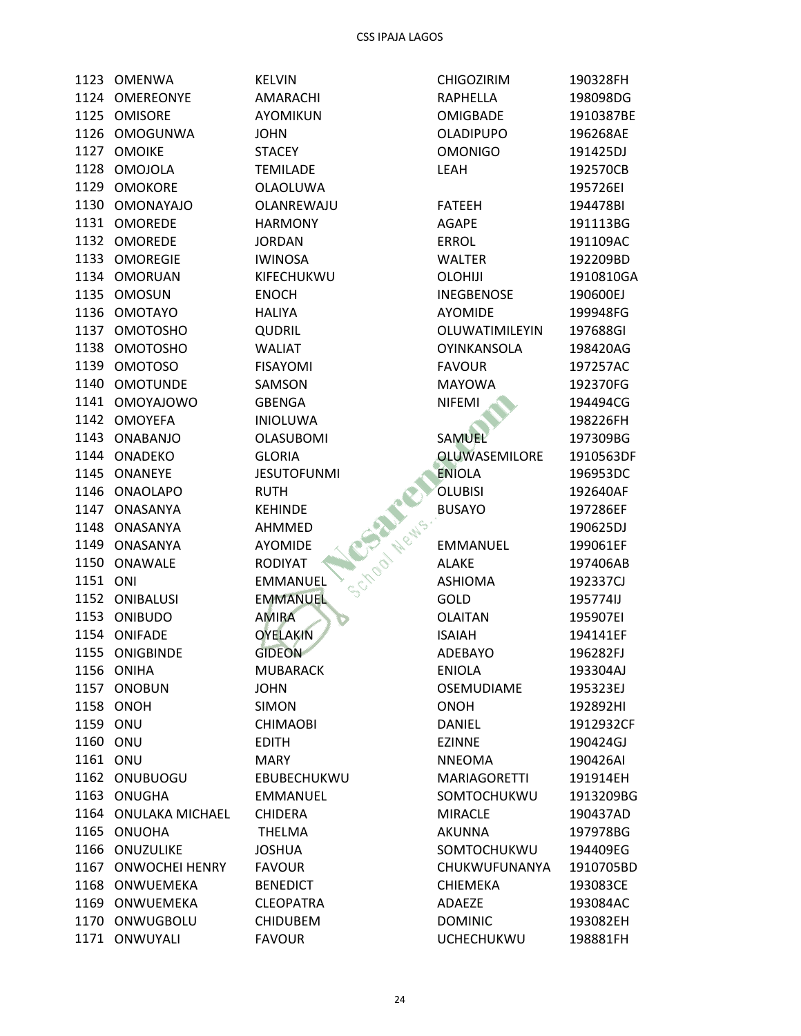| | | | | |
|---|---|---|---|---|
| 1123 | OMENWA | KELVIN | CHIGOZIRIM | 190328FH |
| 1124 | OMEREONYE | AMARACHI | RAPHELLA | 198098DG |
| 1125 | OMISORE | AYOMIKUN | OMIGBADE | 1910387BE |
| 1126 | OMOGUNWA | JOHN | OLADIPUPO | 196268AE |
| 1127 | OMOIKE | STACEY | OMONIGO | 191425DJ |
| 1128 | OMOJOLA | TEMILADE | LEAH | 192570CB |
| 1129 | OMOKORE | OLAOLUWA | | 195726EI |
| 1130 | OMONAYAJO | OLANREWAJU | FATEEH | 194478BI |
| 1131 | OMOREDE | HARMONY | AGAPE | 191113BG |
| 1132 | OMOREDE | JORDAN | ERROL | 191109AC |
| 1133 | OMOREGIE | IWINOSA | WALTER | 192209BD |
| 1134 | OMORUAN | KIFECHUKWU | OLOHIJI | 1910810GA |
| 1135 | OMOSUN | ENOCH | INEGBENOSE | 190600EJ |
| 1136 | OMOTAYO | HALIYA | AYOMIDE | 199948FG |
| 1137 | OMOTOSHO | QUDRIL | OLUWATIMILEYIN | 197688GI |
| 1138 | OMOTOSHO | WALIAT | OYINKANSOLA | 198420AG |
| 1139 | OMOTOSO | FISAYOMI | FAVOUR | 197257AC |
| 1140 | OMOTUNDE | SAMSON | MAYOWA | 192370FG |
| 1141 | OMOYAJOWO | GBENGA | NIFEMI | 194494CG |
| 1142 | OMOYEFA | INIOLUWA | | 198226FH |
| 1143 | ONABANJO | OLASUBOMI | SAMUEL | 197309BG |
| 1144 | ONADEKO | GLORIA | OLUWASEMILORE | 1910563DF |
| 1145 | ONANEYE | JESUTOFUNMI | ENIOLA | 196953DC |
| 1146 | ONAOLAPO | RUTH | OLUBISI | 192640AF |
| 1147 | ONASANYA | KEHINDE | BUSAYO | 197286EF |
| 1148 | ONASANYA | AHMMED | | 190625DJ |
| 1149 | ONASANYA | AYOMIDE | EMMANUEL | 199061EF |
| 1150 | ONAWALE | RODIYAT | ALAKE | 197406AB |
| 1151 | ONI | EMMANUEL | ASHIOMA | 192337CJ |
| 1152 | ONIBALUSI | EMMANUEL | GOLD | 195774IJ |
| 1153 | ONIBUDO | AMIRA | OLAITAN | 195907EI |
| 1154 | ONIFADE | OYELAKIN | ISAIAH | 194141EF |
| 1155 | ONIGBINDE | GIDEON | ADEBAYO | 196282FJ |
| 1156 | ONIHA | MUBARACK | ENIOLA | 193304AJ |
| 1157 | ONOBUN | JOHN | OSEMUDIAME | 195323EJ |
| 1158 | ONOH | SIMON | ONOH | 192892HI |
| 1159 | ONU | CHIMAOBI | DANIEL | 1912932CF |
| 1160 | ONU | EDITH | EZINNE | 190424GJ |
| 1161 | ONU | MARY | NNEOMA | 190426AI |
| 1162 | ONUBUOGU | EBUBECHUKWU | MARIAGORETTI | 191914EH |
| 1163 | ONUGHA | EMMANUEL | SOMTOCHUKWU | 1913209BG |
| 1164 | ONULAKA MICHAEL | CHIDERA | MIRACLE | 190437AD |
| 1165 | ONUOHA | THELMA | AKUNNA | 197978BG |
| 1166 | ONUZULIKE | JOSHUA | SOMTOCHUKWU | 194409EG |
| 1167 | ONWOCHEI HENRY | FAVOUR | CHUKWUFUNANYA | 1910705BD |
| 1168 | ONWUEMEKA | BENEDICT | CHIEMEKA | 193083CE |
| 1169 | ONWUEMEKA | CLEOPATRA | ADAEZE | 193084AC |
| 1170 | ONWUGBOLU | CHIDUBEM | DOMINIC | 193082EH |
| 1171 | ONWUYALI | FAVOUR | UCHECHUKWU | 198881FH |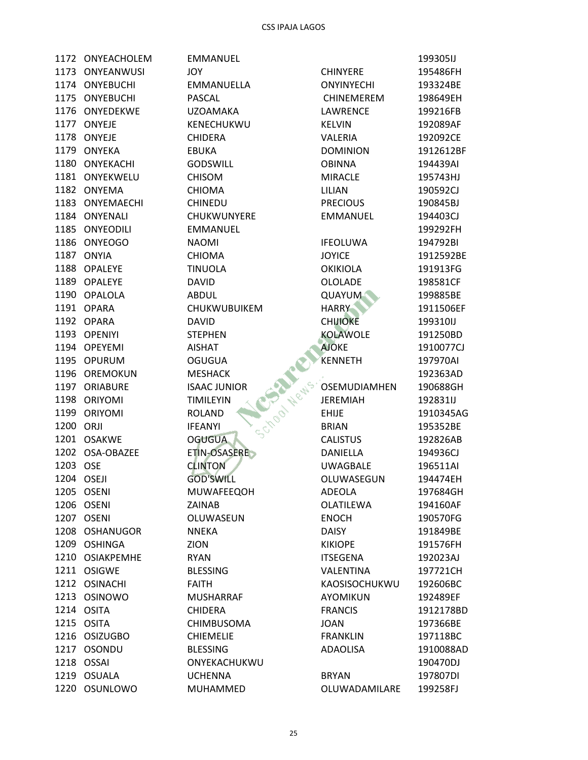| | | | | |
|---|---|---|---|---|
| 1172 | ONYEACHOLEM | EMMANUEL | | 199305IJ |
| 1173 | ONYEANWUSI | JOY | CHINYERE | 195486FH |
| 1174 | ONYEBUCHI | EMMANUELLA | ONYINYECHI | 193324BE |
| 1175 | ONYEBUCHI | PASCAL | CHINEMEREM | 198649EH |
| 1176 | ONYEDEKWE | UZOAMAKA | LAWRENCE | 199216FB |
| 1177 | ONYEJE | KENECHUKWU | KELVIN | 192089AF |
| 1178 | ONYEJE | CHIDERA | VALERIA | 192092CE |
| 1179 | ONYEKA | EBUKA | DOMINION | 1912612BF |
| 1180 | ONYEKACHI | GODSWILL | OBINNA | 194439AI |
| 1181 | ONYEKWELU | CHISOM | MIRACLE | 195743HJ |
| 1182 | ONYEMA | CHIOMA | LILIAN | 190592CJ |
| 1183 | ONYEMAECHI | CHINEDU | PRECIOUS | 190845BJ |
| 1184 | ONYENALI | CHUKWUNYERE | EMMANUEL | 194403CJ |
| 1185 | ONYEODILI | EMMANUEL | | 199292FH |
| 1186 | ONYEOGO | NAOMI | IFEOLUWA | 194792BI |
| 1187 | ONYIA | CHIOMA | JOYICE | 1912592BE |
| 1188 | OPALEYE | TINUOLA | OKIKIOLA | 191913FG |
| 1189 | OPALEYE | DAVID | OLOLADE | 198581CF |
| 1190 | OPALOLA | ABDUL | QUAYUM | 199885BE |
| 1191 | OPARA | CHUKWUBUIKEM | HARRY | 1911506EF |
| 1192 | OPARA | DAVID | CHIJIOKE | 199310IJ |
| 1193 | OPENIYI | STEPHEN | KOLAWOLE | 191250BD |
| 1194 | OPEYEMI | AISHAT | AJOKE | 1910077CJ |
| 1195 | OPURUM | OGUGUA | KENNETH | 197970AI |
| 1196 | OREMOKUN | MESHACK | | 192363AD |
| 1197 | ORIABURE | ISAAC JUNIOR | OSEMUDIAMHEN | 190688GH |
| 1198 | ORIYOMI | TIMILEYIN | JEREMIAH | 192831IJ |
| 1199 | ORIYOMI | ROLAND | EHIJE | 1910345AG |
| 1200 | ORJI | IFEANYI | BRIAN | 195352BE |
| 1201 | OSAKWE | OGUGUA | CALISTUS | 192826AB |
| 1202 | OSA-OBAZEE | ETIN-OSASERE | DANIELLA | 194936CJ |
| 1203 | OSE | CLINTON | UWAGBALE | 196511AI |
| 1204 | OSEJI | GOD'SWILL | OLUWASEGUN | 194474EH |
| 1205 | OSENI | MUWAFEEQOH | ADEOLA | 197684GH |
| 1206 | OSENI | ZAINAB | OLATILEWA | 194160AF |
| 1207 | OSENI | OLUWASEUN | ENOCH | 190570FG |
| 1208 | OSHANUGOR | NNEKA | DAISY | 191849BE |
| 1209 | OSHINGA | ZION | KIKIOPE | 191576FH |
| 1210 | OSIAKPEMHE | RYAN | ITSEGENA | 192023AJ |
| 1211 | OSIGWE | BLESSING | VALENTINA | 197721CH |
| 1212 | OSINACHI | FAITH | KAOSISOCHUKWU | 192606BC |
| 1213 | OSINOWO | MUSHARRAF | AYOMIKUN | 192489EF |
| 1214 | OSITA | CHIDERA | FRANCIS | 1912178BD |
| 1215 | OSITA | CHIMBUSOMA | JOAN | 197366BE |
| 1216 | OSIZUGBO | CHIEMELIE | FRANKLIN | 197118BC |
| 1217 | OSONDU | BLESSING | ADAOLISA | 1910088AD |
| 1218 | OSSAI | ONYEKACHUKWU | | 190470DJ |
| 1219 | OSUALA | UCHENNA | BRYAN | 197807DI |
| 1220 | OSUNLOWO | MUHAMMED | OLUWADAMILARE | 199258FJ |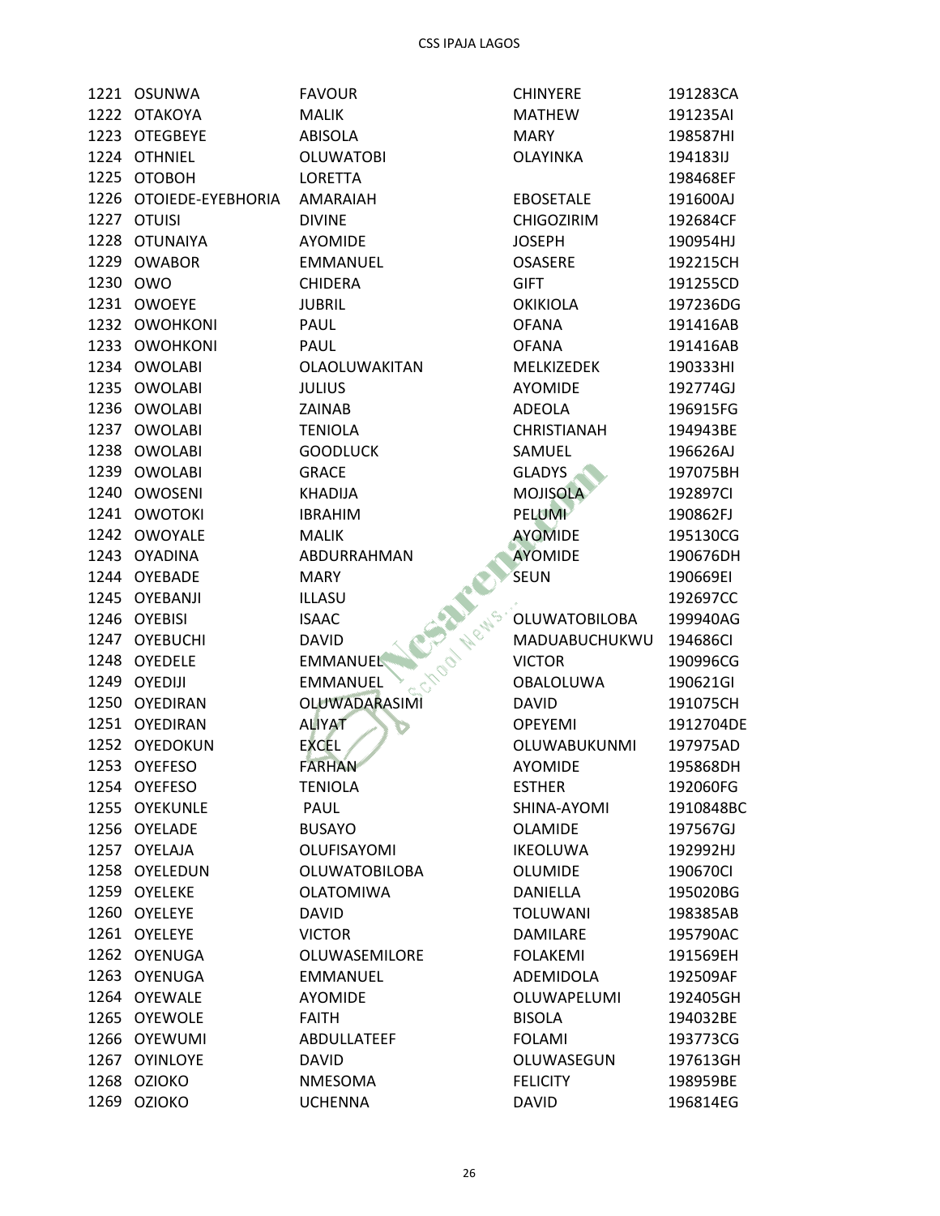| | | | | |
|---|---|---|---|---|
| 1221 | OSUNWA | FAVOUR | CHINYERE | 191283CA |
| 1222 | OTAKOYA | MALIK | MATHEW | 191235AI |
| 1223 | OTEGBEYE | ABISOLA | MARY | 198587HI |
| 1224 | OTHNIEL | OLUWATOBI | OLAYINKA | 194183IJ |
| 1225 | OTOBOH | LORETTA | | 198468EF |
| 1226 | OTOIEDE-EYEBHORIA | AMARAIAH | EBOSETALE | 191600AJ |
| 1227 | OTUISI | DIVINE | CHIGOZIRIM | 192684CF |
| 1228 | OTUNAIYA | AYOMIDE | JOSEPH | 190954HJ |
| 1229 | OWABOR | EMMANUEL | OSASERE | 192215CH |
| 1230 | OWO | CHIDERA | GIFT | 191255CD |
| 1231 | OWOEYE | JUBRIL | OKIKIOLA | 197236DG |
| 1232 | OWOHKONI | PAUL | OFANA | 191416AB |
| 1233 | OWOHKONI | PAUL | OFANA | 191416AB |
| 1234 | OWOLABI | OLAOLUWAKITAN | MELKIZEDEK | 190333HI |
| 1235 | OWOLABI | JULIUS | AYOMIDE | 192774GJ |
| 1236 | OWOLABI | ZAINAB | ADEOLA | 196915FG |
| 1237 | OWOLABI | TENIOLA | CHRISTIANAH | 194943BE |
| 1238 | OWOLABI | GOODLUCK | SAMUEL | 196626AJ |
| 1239 | OWOLABI | GRACE | GLADYS | 197075BH |
| 1240 | OWOSENI | KHADIJA | MOJISOLA | 192897CI |
| 1241 | OWOTOKI | IBRAHIM | PELUMI | 190862FJ |
| 1242 | OWOYALE | MALIK | AYOMIDE | 195130CG |
| 1243 | OYADINA | ABDURRAHMAN | AYOMIDE | 190676DH |
| 1244 | OYEBADE | MARY | SEUN | 190669EI |
| 1245 | OYEBANJI | ILLASU | | 192697CC |
| 1246 | OYEBISI | ISAAC | OLUWATOBILOBA | 199940AG |
| 1247 | OYEBUCHI | DAVID | MADUABUCHUKWU | 194686CI |
| 1248 | OYEDELE | EMMANUEL | VICTOR | 190996CG |
| 1249 | OYEDIJI | EMMANUEL | OBALOLUWA | 190621GI |
| 1250 | OYEDIRAN | OLUWADARASIMI | DAVID | 191075CH |
| 1251 | OYEDIRAN | ALIYAT | OPEYEMI | 1912704DE |
| 1252 | OYEDOKUN | EXCEL | OLUWABUKUNMI | 197975AD |
| 1253 | OYEFESO | FARHAN | AYOMIDE | 195868DH |
| 1254 | OYEFESO | TENIOLA | ESTHER | 192060FG |
| 1255 | OYEKUNLE | PAUL | SHINA-AYOMI | 1910848BC |
| 1256 | OYELADE | BUSAYO | OLAMIDE | 197567GJ |
| 1257 | OYELAJA | OLUFISAYOMI | IKEOLUWA | 192992HJ |
| 1258 | OYELEDUN | OLUWATOBILOBA | OLUMIDE | 190670CI |
| 1259 | OYELEKE | OLATOMIWA | DANIELLA | 195020BG |
| 1260 | OYELEYE | DAVID | TOLUWANI | 198385AB |
| 1261 | OYELEYE | VICTOR | DAMILARE | 195790AC |
| 1262 | OYENUGA | OLUWASEMILORE | FOLAKEMI | 191569EH |
| 1263 | OYENUGA | EMMANUEL | ADEMIDOLA | 192509AF |
| 1264 | OYEWALE | AYOMIDE | OLUWAPELUMI | 192405GH |
| 1265 | OYEWOLE | FAITH | BISOLA | 194032BE |
| 1266 | OYEWUMI | ABDULLATEEF | FOLAMI | 193773CG |
| 1267 | OYINLOYE | DAVID | OLUWASEGUN | 197613GH |
| 1268 | OZIOKO | NMESOMA | FELICITY | 198959BE |
| 1269 | OZIOKO | UCHENNA | DAVID | 196814EG |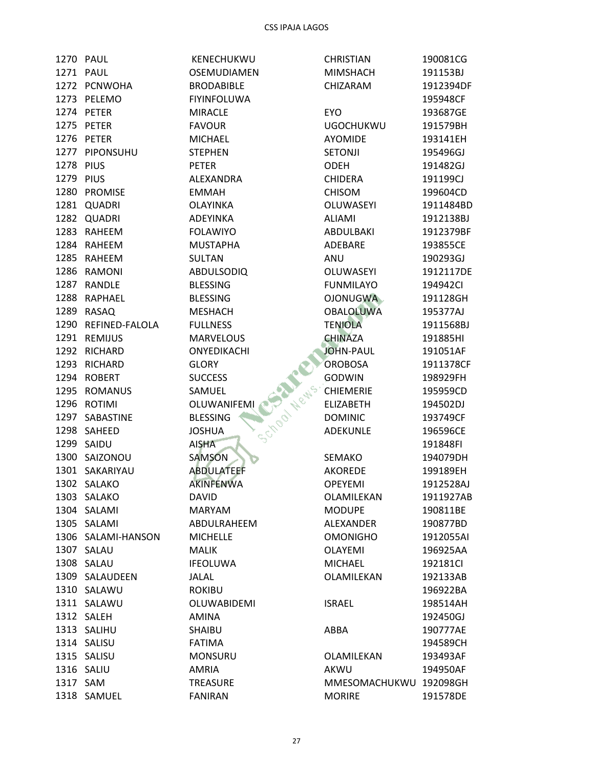| | | | | |
|---|---|---|---|---|
| 1270 | PAUL | KENECHUKWU | CHRISTIAN | 190081CG |
| 1271 | PAUL | OSEMUDIAMEN | MIMSHACH | 191153BJ |
| 1272 | PCNWOHA | BRODABIBLE | CHIZARAM | 1912394DF |
| 1273 | PELEMO | FIYINFOLUWA | | 195948CF |
| 1274 | PETER | MIRACLE | EYO | 193687GE |
| 1275 | PETER | FAVOUR | UGOCHUKWU | 191579BH |
| 1276 | PETER | MICHAEL | AYOMIDE | 193141EH |
| 1277 | PIPONSUHU | STEPHEN | SETONJI | 195496GJ |
| 1278 | PIUS | PETER | ODEH | 191482GJ |
| 1279 | PIUS | ALEXANDRA | CHIDERA | 191199CJ |
| 1280 | PROMISE | EMMAH | CHISOM | 199604CD |
| 1281 | QUADRI | OLAYINKA | OLUWASEYI | 1911484BD |
| 1282 | QUADRI | ADEYINKA | ALIAMI | 1912138BJ |
| 1283 | RAHEEM | FOLAWIYO | ABDULBAKI | 1912379BF |
| 1284 | RAHEEM | MUSTAPHA | ADEBARE | 193855CE |
| 1285 | RAHEEM | SULTAN | ANU | 190293GJ |
| 1286 | RAMONI | ABDULSODIQ | OLUWASEYI | 1912117DE |
| 1287 | RANDLE | BLESSING | FUNMILAYO | 194942CI |
| 1288 | RAPHAEL | BLESSING | OJONUGWA | 191128GH |
| 1289 | RASAQ | MESHACH | OBALOLUWA | 195377AJ |
| 1290 | REFINED-FALOLA | FULLNESS | TENIOLA | 1911568BJ |
| 1291 | REMIJUS | MARVELOUS | CHINAZA | 191885HI |
| 1292 | RICHARD | ONYEDIKACHI | JOHN-PAUL | 191051AF |
| 1293 | RICHARD | GLORY | OROBOSA | 1911378CF |
| 1294 | ROBERT | SUCCESS | GODWIN | 198929FH |
| 1295 | ROMANUS | SAMUEL | CHIEMERIE | 195959CD |
| 1296 | ROTIMI | OLUWANIFEMI | ELIZABETH | 194502DJ |
| 1297 | SABASTINE | BLESSING | DOMINIC | 193749CF |
| 1298 | SAHEED | JOSHUA | ADEKUNLE | 196596CE |
| 1299 | SAIDU | AISHA | | 191848FI |
| 1300 | SAIZONOU | SAMSON | SEMAKO | 194079DH |
| 1301 | SAKARIYAU | ABDULATEEF | AKOREDE | 199189EH |
| 1302 | SALAKO | AKINFENWA | OPEYEMI | 1912528AJ |
| 1303 | SALAKO | DAVID | OLAMILEKAN | 1911927AB |
| 1304 | SALAMI | MARYAM | MODUPE | 190811BE |
| 1305 | SALAMI | ABDULRAHEEM | ALEXANDER | 190877BD |
| 1306 | SALAMI-HANSON | MICHELLE | OMONIGHO | 1912055AI |
| 1307 | SALAU | MALIK | OLAYEMI | 196925AA |
| 1308 | SALAU | IFEOLUWA | MICHAEL | 192181CI |
| 1309 | SALAUDEEN | JALAL | OLAMILEKAN | 192133AB |
| 1310 | SALAWU | ROKIBU | | 196922BA |
| 1311 | SALAWU | OLUWABIDEMI | ISRAEL | 198514AH |
| 1312 | SALEH | AMINA | | 192450GJ |
| 1313 | SALIHU | SHAIBU | ABBA | 190777AE |
| 1314 | SALISU | FATIMA | | 194589CH |
| 1315 | SALISU | MONSURU | OLAMILEKAN | 193493AF |
| 1316 | SALIU | AMRIA | AKWU | 194950AF |
| 1317 | SAM | TREASURE | MMESOMACHUKWU | 192098GH |
| 1318 | SAMUEL | FANIRAN | MORIRE | 191578DE |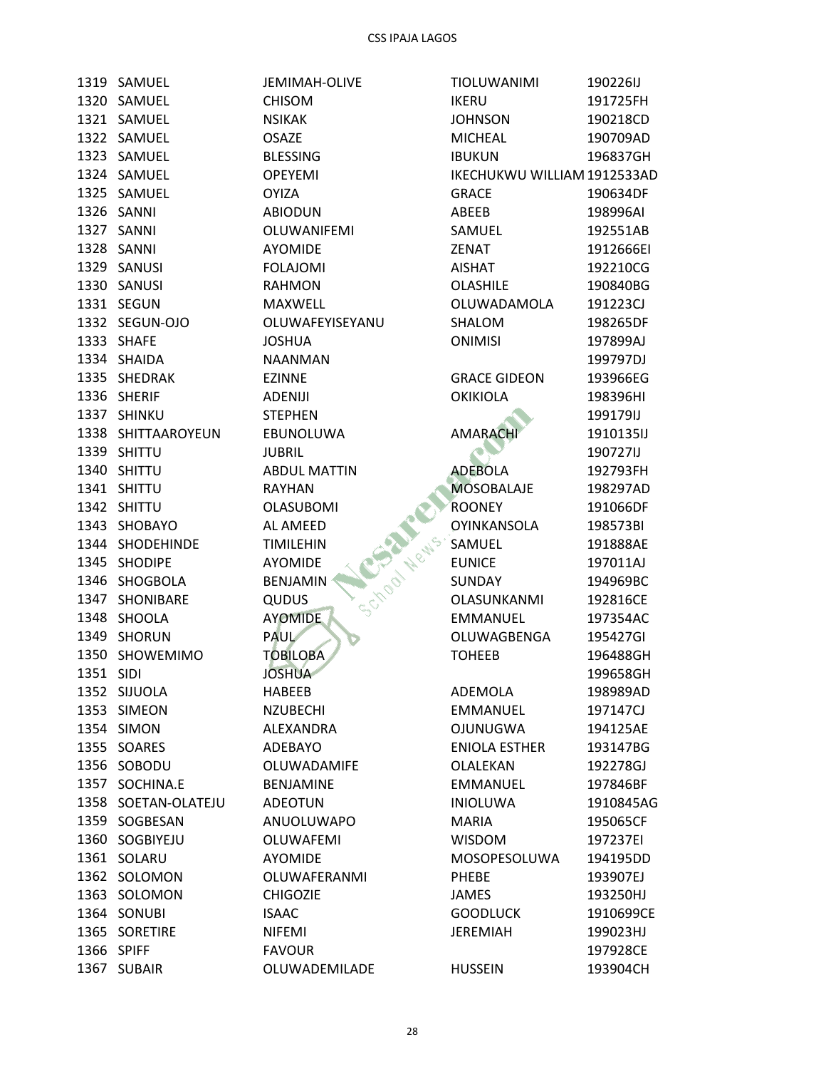| | | | | |
|---|---|---|---|---|
| 1319 | SAMUEL | JEMIMAH-OLIVE | TIOLUWANIMI | 190226IJ |
| 1320 | SAMUEL | CHISOM | IKERU | 191725FH |
| 1321 | SAMUEL | NSIKAK | JOHNSON | 190218CD |
| 1322 | SAMUEL | OSAZE | MICHEAL | 190709AD |
| 1323 | SAMUEL | BLESSING | IBUKUN | 196837GH |
| 1324 | SAMUEL | OPEYEMI | IKECHUKWU WILLIAM | 1912533AD |
| 1325 | SAMUEL | OYIZA | GRACE | 190634DF |
| 1326 | SANNI | ABIODUN | ABEEB | 198996AI |
| 1327 | SANNI | OLUWANIFEMI | SAMUEL | 192551AB |
| 1328 | SANNI | AYOMIDE | ZENAT | 1912666EI |
| 1329 | SANUSI | FOLAJOMI | AISHAT | 192210CG |
| 1330 | SANUSI | RAHMON | OLASHILE | 190840BG |
| 1331 | SEGUN | MAXWELL | OLUWADAMOLA | 191223CJ |
| 1332 | SEGUN-OJO | OLUWAFEYISEYANU | SHALOM | 198265DF |
| 1333 | SHAFE | JOSHUA | ONIMISI | 197899AJ |
| 1334 | SHAIDA | NAANMAN | | 199797DJ |
| 1335 | SHEDRAK | EZINNE | GRACE GIDEON | 193966EG |
| 1336 | SHERIF | ADENIJI | OKIKIOLA | 198396HI |
| 1337 | SHINKU | STEPHEN | | 199179IJ |
| 1338 | SHITTAAROYEUN | EBUNOLUWA | AMARACHI | 1910135IJ |
| 1339 | SHITTU | JUBRIL | | 190727IJ |
| 1340 | SHITTU | ABDUL MATTIN | ADEBOLA | 192793FH |
| 1341 | SHITTU | RAYHAN | MOSOBALAJE | 198297AD |
| 1342 | SHITTU | OLASUBOMI | ROONEY | 191066DF |
| 1343 | SHOBAYO | AL AMEED | OYINKANSOLA | 198573BI |
| 1344 | SHODEHINDE | TIMILEHIN | SAMUEL | 191888AE |
| 1345 | SHODIPE | AYOMIDE | EUNICE | 197011AJ |
| 1346 | SHOGBOLA | BENJAMIN | SUNDAY | 194969BC |
| 1347 | SHONIBARE | QUDUS | OLASUNKANMI | 192816CE |
| 1348 | SHOOLA | AYOMIDE | EMMANUEL | 197354AC |
| 1349 | SHORUN | PAUL | OLUWAGBENGA | 195427GI |
| 1350 | SHOWEMIMO | TOBILOBA | TOHEEB | 196488GH |
| 1351 | SIDI | JOSHUA | | 199658GH |
| 1352 | SIJUOLA | HABEEB | ADEMOLA | 198989AD |
| 1353 | SIMEON | NZUBECHI | EMMANUEL | 197147CJ |
| 1354 | SIMON | ALEXANDRA | OJUNUGWA | 194125AE |
| 1355 | SOARES | ADEBAYO | ENIOLA ESTHER | 193147BG |
| 1356 | SOBODU | OLUWADAMIFE | OLALEKAN | 192278GJ |
| 1357 | SOCHINA.E | BENJAMINE | EMMANUEL | 197846BF |
| 1358 | SOETAN-OLATEJU | ADEOTUN | INIOLUWA | 1910845AG |
| 1359 | SOGBESAN | ANUOLUWAPO | MARIA | 195065CF |
| 1360 | SOGBIYEJU | OLUWAFEMI | WISDOM | 197237EI |
| 1361 | SOLARU | AYOMIDE | MOSOPESOLUWA | 194195DD |
| 1362 | SOLOMON | OLUWAFERANMI | PHEBE | 193907EJ |
| 1363 | SOLOMON | CHIGOZIE | JAMES | 193250HJ |
| 1364 | SONUBI | ISAAC | GOODLUCK | 1910699CE |
| 1365 | SORETIRE | NIFEMI | JEREMIAH | 199023HJ |
| 1366 | SPIFF | FAVOUR | | 197928CE |
| 1367 | SUBAIR | OLUWADEMILADE | HUSSEIN | 193904CH |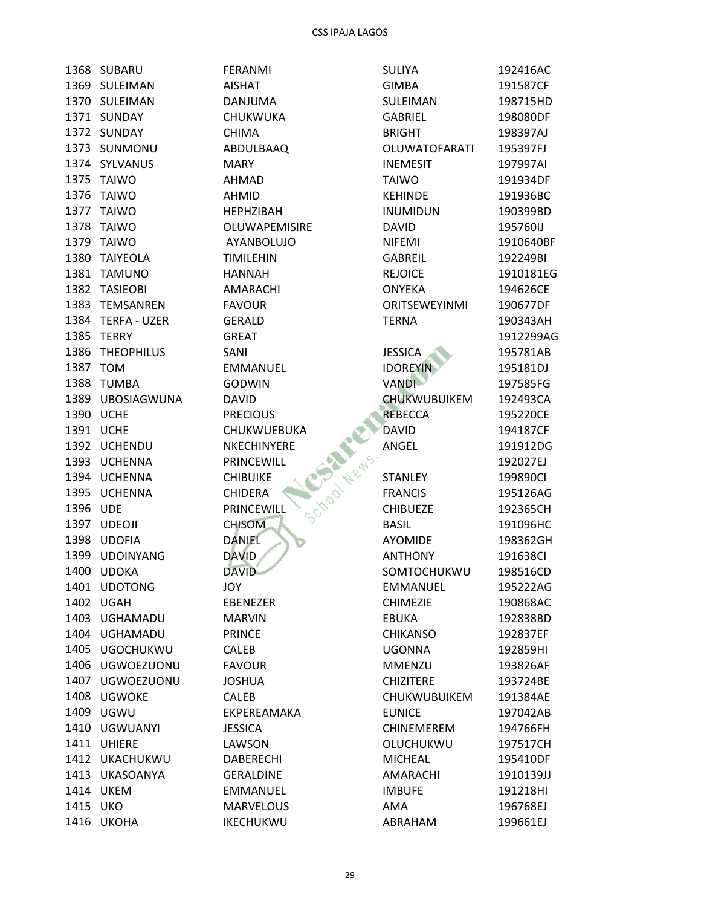| | | | | |
|---|---|---|---|---|
| 1368 | SUBARU | FERANMI | SULIYA | 192416AC |
| 1369 | SULEIMAN | AISHAT | GIMBA | 191587CF |
| 1370 | SULEIMAN | DANJUMA | SULEIMAN | 198715HD |
| 1371 | SUNDAY | CHUKWUKA | GABRIEL | 198080DF |
| 1372 | SUNDAY | CHIMA | BRIGHT | 198397AJ |
| 1373 | SUNMONU | ABDULBAAQ | OLUWATOFARATI | 195397FJ |
| 1374 | SYLVANUS | MARY | INEMESIT | 197997AI |
| 1375 | TAIWO | AHMAD | TAIWO | 191934DF |
| 1376 | TAIWO | AHMID | KEHINDE | 191936BC |
| 1377 | TAIWO | HEPHZIBAH | INUMIDUN | 190399BD |
| 1378 | TAIWO | OLUWAPEMISIRE | DAVID | 195760IJ |
| 1379 | TAIWO | AYANBOLUJO | NIFEMI | 1910640BF |
| 1380 | TAIYEOLA | TIMILEHIN | GABREIL | 192249BI |
| 1381 | TAMUNO | HANNAH | REJOICE | 1910181EG |
| 1382 | TASIEOBI | AMARACHI | ONYEKA | 194626CE |
| 1383 | TEMSANREN | FAVOUR | ORITSEWEYINMI | 190677DF |
| 1384 | TERFA - UZER | GERALD | TERNA | 190343AH |
| 1385 | TERRY | GREAT | | 1912299AG |
| 1386 | THEOPHILUS | SANI | JESSICA | 195781AB |
| 1387 | TOM | EMMANUEL | IDOREYIN | 195181DJ |
| 1388 | TUMBA | GODWIN | VANDI | 197585FG |
| 1389 | UBOSIAGWUNA | DAVID | CHUKWUBUIKEM | 192493CA |
| 1390 | UCHE | PRECIOUS | REBECCA | 195220CE |
| 1391 | UCHE | CHUKWUEBUKA | DAVID | 194187CF |
| 1392 | UCHENDU | NKECHINYERE | ANGEL | 191912DG |
| 1393 | UCHENNA | PRINCEWILL | | 192027EJ |
| 1394 | UCHENNA | CHIBUIKE | STANLEY | 199890CI |
| 1395 | UCHENNA | CHIDERA | FRANCIS | 195126AG |
| 1396 | UDE | PRINCEWILL | CHIBUEZE | 192365CH |
| 1397 | UDEOJI | CHISOM | BASIL | 191096HC |
| 1398 | UDOFIA | DANIEL | AYOMIDE | 198362GH |
| 1399 | UDOINYANG | DAVID | ANTHONY | 191638CI |
| 1400 | UDOKA | DAVID | SOMTOCHUKWU | 198516CD |
| 1401 | UDOTONG | JOY | EMMANUEL | 195222AG |
| 1402 | UGAH | EBENEZER | CHIMEZIE | 190868AC |
| 1403 | UGHAMADU | MARVIN | EBUKA | 192838BD |
| 1404 | UGHAMADU | PRINCE | CHIKANSO | 192837EF |
| 1405 | UGOCHUKWU | CALEB | UGONNA | 192859HI |
| 1406 | UGWOEZUONU | FAVOUR | MMENZU | 193826AF |
| 1407 | UGWOEZUONU | JOSHUA | CHIZITERE | 193724BE |
| 1408 | UGWOKE | CALEB | CHUKWUBUIKEM | 191384AE |
| 1409 | UGWU | EKPEREAMAKA | EUNICE | 197042AB |
| 1410 | UGWUANYI | JESSICA | CHINEMEREM | 194766FH |
| 1411 | UHIERE | LAWSON | OLUCHUKWU | 197517CH |
| 1412 | UKACHUKWU | DABERECHI | MICHEAL | 195410DF |
| 1413 | UKASOANYA | GERALDINE | AMARACHI | 1910139JJ |
| 1414 | UKEM | EMMANUEL | IMBUFE | 191218HI |
| 1415 | UKO | MARVELOUS | AMA | 196768EJ |
| 1416 | UKOHA | IKECHUKWU | ABRAHAM | 199661EJ |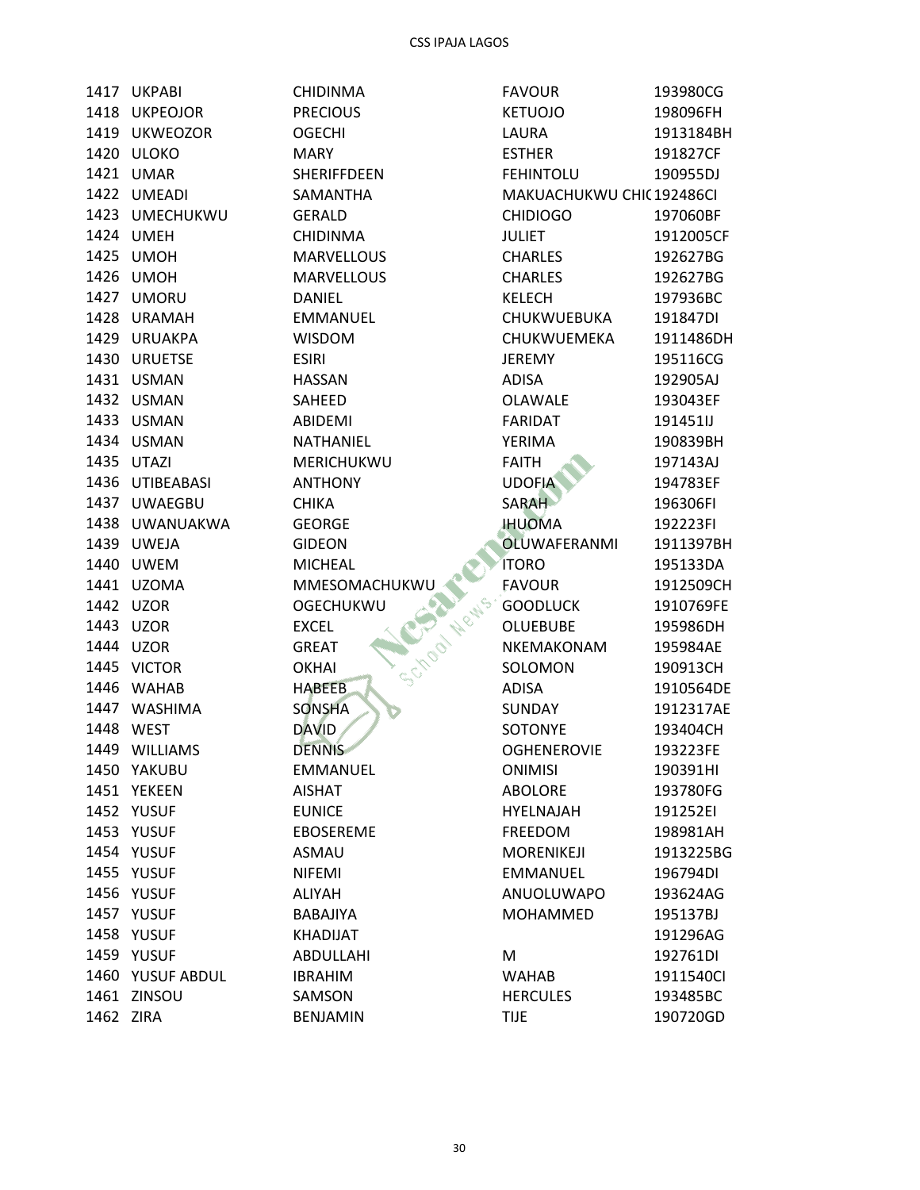| | | | | |
|---|---|---|---|---|
| 1417 | UKPABI | CHIDINMA | FAVOUR | 193980CG |
| 1418 | UKPEOJOR | PRECIOUS | KETUOJO | 198096FH |
| 1419 | UKWEOZOR | OGECHI | LAURA | 1913184BH |
| 1420 | ULOKO | MARY | ESTHER | 191827CF |
| 1421 | UMAR | SHERIFFDEEN | FEHINTOLU | 190955DJ |
| 1422 | UMEADI | SAMANTHA | MAKUACHUKWU CHI( | 192486CI |
| 1423 | UMECHUKWU | GERALD | CHIDIOGO | 197060BF |
| 1424 | UMEH | CHIDINMA | JULIET | 1912005CF |
| 1425 | UMOH | MARVELLOUS | CHARLES | 192627BG |
| 1426 | UMOH | MARVELLOUS | CHARLES | 192627BG |
| 1427 | UMORU | DANIEL | KELECH | 197936BC |
| 1428 | URAMAH | EMMANUEL | CHUKWUEBUKA | 191847DI |
| 1429 | URUAKPA | WISDOM | CHUKWUEMEKA | 1911486DH |
| 1430 | URUETSE | ESIRI | JEREMY | 195116CG |
| 1431 | USMAN | HASSAN | ADISA | 192905AJ |
| 1432 | USMAN | SAHEED | OLAWALE | 193043EF |
| 1433 | USMAN | ABIDEMI | FARIDAT | 191451IJ |
| 1434 | USMAN | NATHANIEL | YERIMA | 190839BH |
| 1435 | UTAZI | MERICHUKWU | FAITH | 197143AJ |
| 1436 | UTIBEABASI | ANTHONY | UDOFIA | 194783EF |
| 1437 | UWAEGBU | CHIKA | SARAH | 196306FI |
| 1438 | UWANUAKWA | GEORGE | IHUOMA | 192223FI |
| 1439 | UWEJA | GIDEON | OLUWAFERANMI | 1911397BH |
| 1440 | UWEM | MICHEAL | ITORO | 195133DA |
| 1441 | UZOMA | MMESOMACHUKWU | FAVOUR | 1912509CH |
| 1442 | UZOR | OGECHUKWU | GOODLUCK | 1910769FE |
| 1443 | UZOR | EXCEL | OLUEBUBE | 195986DH |
| 1444 | UZOR | GREAT | NKEMAKONAM | 195984AE |
| 1445 | VICTOR | OKHAI | SOLOMON | 190913CH |
| 1446 | WAHAB | HABEEB | ADISA | 1910564DE |
| 1447 | WASHIMA | SONSHA | SUNDAY | 1912317AE |
| 1448 | WEST | DAVID | SOTONYE | 193404CH |
| 1449 | WILLIAMS | DENNIS | OGHENEROVIE | 193223FE |
| 1450 | YAKUBU | EMMANUEL | ONIMISI | 190391HI |
| 1451 | YEKEEN | AISHAT | ABOLORE | 193780FG |
| 1452 | YUSUF | EUNICE | HYELNAJAH | 191252EI |
| 1453 | YUSUF | EBOSEREME | FREEDOM | 198981AH |
| 1454 | YUSUF | ASMAU | MORENIKEJI | 1913225BG |
| 1455 | YUSUF | NIFEMI | EMMANUEL | 196794DI |
| 1456 | YUSUF | ALIYAH | ANUOLUWAPO | 193624AG |
| 1457 | YUSUF | BABAJIYA | MOHAMMED | 195137BJ |
| 1458 | YUSUF | KHADIJAT | | 191296AG |
| 1459 | YUSUF | ABDULLAHI | M | 192761DI |
| 1460 | YUSUF ABDUL | IBRAHIM | WAHAB | 1911540CI |
| 1461 | ZINSOU | SAMSON | HERCULES | 193485BC |
| 1462 | ZIRA | BENJAMIN | TIJE | 190720GD |